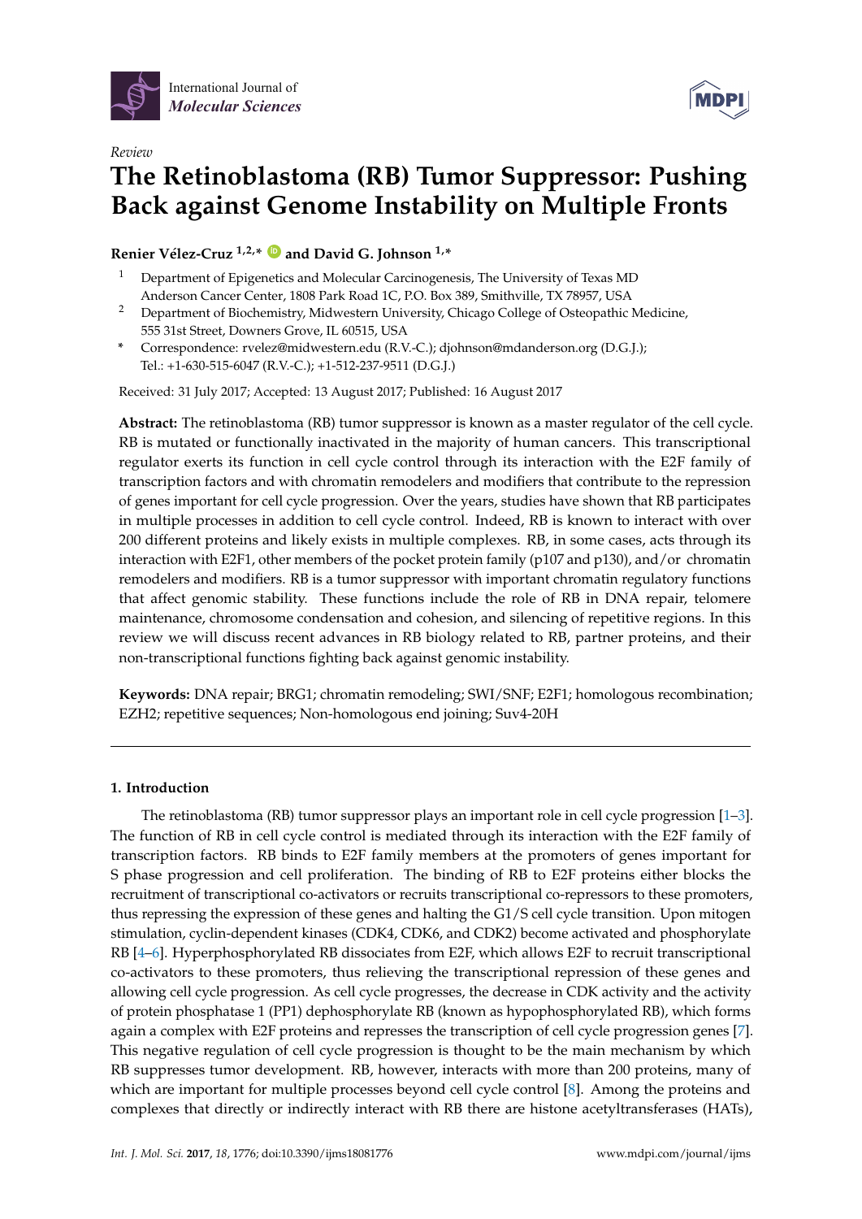*Review*

# The Retinoblastoma (RB) Tumor Suppressor: Pushing Back against Genome Instability on Multiple Fronts

**Renier Vélez-Cruz [1,2,*] and David G. Johnson [1,*]**

[1] Department of Epigenetics and Molecular Carcinogenesis, The University of Texas MD Anderson Cancer Center, 1808 Park Road 1C, P.O. Box 389, Smithville, TX 78957, USA

[2] Department of Biochemistry, Midwestern University, Chicago College of Osteopathic Medicine, 555 31st Street, Downers Grove, IL 60515, USA

[*] Correspondence: rvelez@midwestern.edu (R.V.-C.); djohnson@mdanderson.org (D.G.J.); Tel.: +1-630-515-6047 (R.V.-C.); +1-512-237-9511 (D.G.J.)

Received: 31 July 2017; Accepted: 13 August 2017; Published: 16 August 2017

**Abstract:** The retinoblastoma (RB) tumor suppressor is known as a master regulator of the cell cycle. RB is mutated or functionally inactivated in the majority of human cancers. This transcriptional regulator exerts its function in cell cycle control through its interaction with the E2F family of transcription factors and with chromatin remodelers and modifiers that contribute to the repression of genes important for cell cycle progression. Over the years, studies have shown that RB participates in multiple processes in addition to cell cycle control. Indeed, RB is known to interact with over 200 different proteins and likely exists in multiple complexes. RB, in some cases, acts through its interaction with E2F1, other members of the pocket protein family (p107 and p130), and/or chromatin remodelers and modifiers. RB is a tumor suppressor with important chromatin regulatory functions that affect genomic stability. These functions include the role of RB in DNA repair, telomere maintenance, chromosome condensation and cohesion, and silencing of repetitive regions. In this review we will discuss recent advances in RB biology related to RB, partner proteins, and their non-transcriptional functions fighting back against genomic instability.

**Keywords:** DNA repair; BRG1; chromatin remodeling; SWI/SNF; E2F1; homologous recombination; EZH2; repetitive sequences; Non-homologous end joining; Suv4-20H

## 1. Introduction

The retinoblastoma (RB) tumor suppressor plays an important role in cell cycle progression [1–3]. The function of RB in cell cycle control is mediated through its interaction with the E2F family of transcription factors. RB binds to E2F family members at the promoters of genes important for S phase progression and cell proliferation. The binding of RB to E2F proteins either blocks the recruitment of transcriptional co-activators or recruits transcriptional co-repressors to these promoters, thus repressing the expression of these genes and halting the G1/S cell cycle transition. Upon mitogen stimulation, cyclin-dependent kinases (CDK4, CDK6, and CDK2) become activated and phosphorylate RB [4–6]. Hyperphosphorylated RB dissociates from E2F, which allows E2F to recruit transcriptional co-activators to these promoters, thus relieving the transcriptional repression of these genes and allowing cell cycle progression. As cell cycle progresses, the decrease in CDK activity and the activity of protein phosphatase 1 (PP1) dephosphorylate RB (known as hypophosphorylated RB), which forms again a complex with E2F proteins and represses the transcription of cell cycle progression genes [7]. This negative regulation of cell cycle progression is thought to be the main mechanism by which RB suppresses tumor development. RB, however, interacts with more than 200 proteins, many of which are important for multiple processes beyond cell cycle control [8]. Among the proteins and complexes that directly or indirectly interact with RB there are histone acetyltransferases (HATs),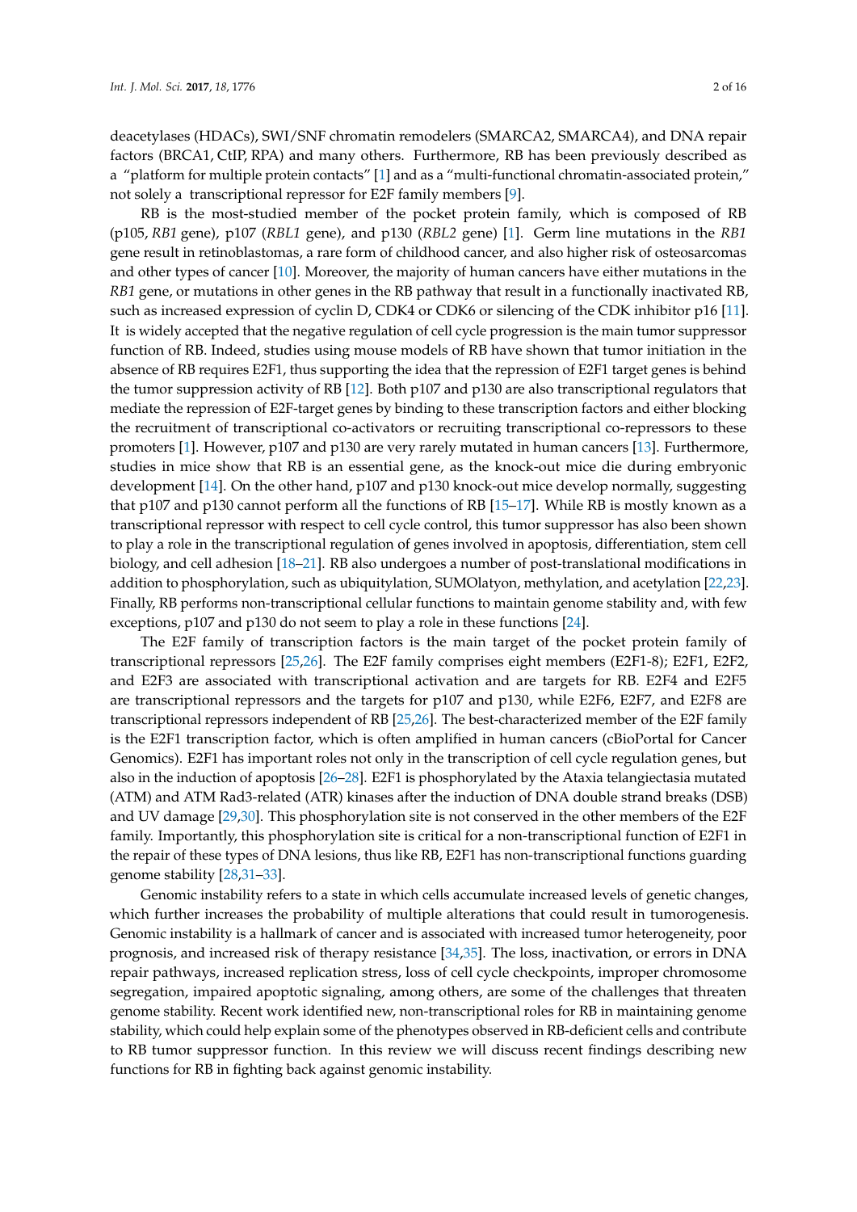deacetylases (HDACs), SWI/SNF chromatin remodelers (SMARCA2, SMARCA4), and DNA repair factors (BRCA1, CtIP, RPA) and many others. Furthermore, RB has been previously described as a "platform for multiple protein contacts" [1] and as a "multi-functional chromatin-associated protein," not solely a transcriptional repressor for E2F family members [9].

RB is the most-studied member of the pocket protein family, which is composed of RB (p105, *RB1* gene), p107 (*RBL1* gene), and p130 (*RBL2* gene) [1]. Germ line mutations in the *RB1* gene result in retinoblastomas, a rare form of childhood cancer, and also higher risk of osteosarcomas and other types of cancer [10]. Moreover, the majority of human cancers have either mutations in the *RB1* gene, or mutations in other genes in the RB pathway that result in a functionally inactivated RB, such as increased expression of cyclin D, CDK4 or CDK6 or silencing of the CDK inhibitor p16 [11]. It is widely accepted that the negative regulation of cell cycle progression is the main tumor suppressor function of RB. Indeed, studies using mouse models of RB have shown that tumor initiation in the absence of RB requires E2F1, thus supporting the idea that the repression of E2F1 target genes is behind the tumor suppression activity of RB [12]. Both p107 and p130 are also transcriptional regulators that mediate the repression of E2F-target genes by binding to these transcription factors and either blocking the recruitment of transcriptional co-activators or recruiting transcriptional co-repressors to these promoters [1]. However, p107 and p130 are very rarely mutated in human cancers [13]. Furthermore, studies in mice show that RB is an essential gene, as the knock-out mice die during embryonic development [14]. On the other hand, p107 and p130 knock-out mice develop normally, suggesting that p107 and p130 cannot perform all the functions of RB [15–17]. While RB is mostly known as a transcriptional repressor with respect to cell cycle control, this tumor suppressor has also been shown to play a role in the transcriptional regulation of genes involved in apoptosis, differentiation, stem cell biology, and cell adhesion [18–21]. RB also undergoes a number of post-translational modifications in addition to phosphorylation, such as ubiquitylation, SUMOlatyon, methylation, and acetylation [22,23]. Finally, RB performs non-transcriptional cellular functions to maintain genome stability and, with few exceptions, p107 and p130 do not seem to play a role in these functions [24].

The E2F family of transcription factors is the main target of the pocket protein family of transcriptional repressors [25,26]. The E2F family comprises eight members (E2F1-8); E2F1, E2F2, and E2F3 are associated with transcriptional activation and are targets for RB. E2F4 and E2F5 are transcriptional repressors and the targets for p107 and p130, while E2F6, E2F7, and E2F8 are transcriptional repressors independent of RB [25,26]. The best-characterized member of the E2F family is the E2F1 transcription factor, which is often amplified in human cancers (cBioPortal for Cancer Genomics). E2F1 has important roles not only in the transcription of cell cycle regulation genes, but also in the induction of apoptosis [26–28]. E2F1 is phosphorylated by the Ataxia telangiectasia mutated (ATM) and ATM Rad3-related (ATR) kinases after the induction of DNA double strand breaks (DSB) and UV damage [29,30]. This phosphorylation site is not conserved in the other members of the E2F family. Importantly, this phosphorylation site is critical for a non-transcriptional function of E2F1 in the repair of these types of DNA lesions, thus like RB, E2F1 has non-transcriptional functions guarding genome stability [28,31–33].

Genomic instability refers to a state in which cells accumulate increased levels of genetic changes, which further increases the probability of multiple alterations that could result in tumorogenesis. Genomic instability is a hallmark of cancer and is associated with increased tumor heterogeneity, poor prognosis, and increased risk of therapy resistance [34,35]. The loss, inactivation, or errors in DNA repair pathways, increased replication stress, loss of cell cycle checkpoints, improper chromosome segregation, impaired apoptotic signaling, among others, are some of the challenges that threaten genome stability. Recent work identified new, non-transcriptional roles for RB in maintaining genome stability, which could help explain some of the phenotypes observed in RB-deficient cells and contribute to RB tumor suppressor function. In this review we will discuss recent findings describing new functions for RB in fighting back against genomic instability.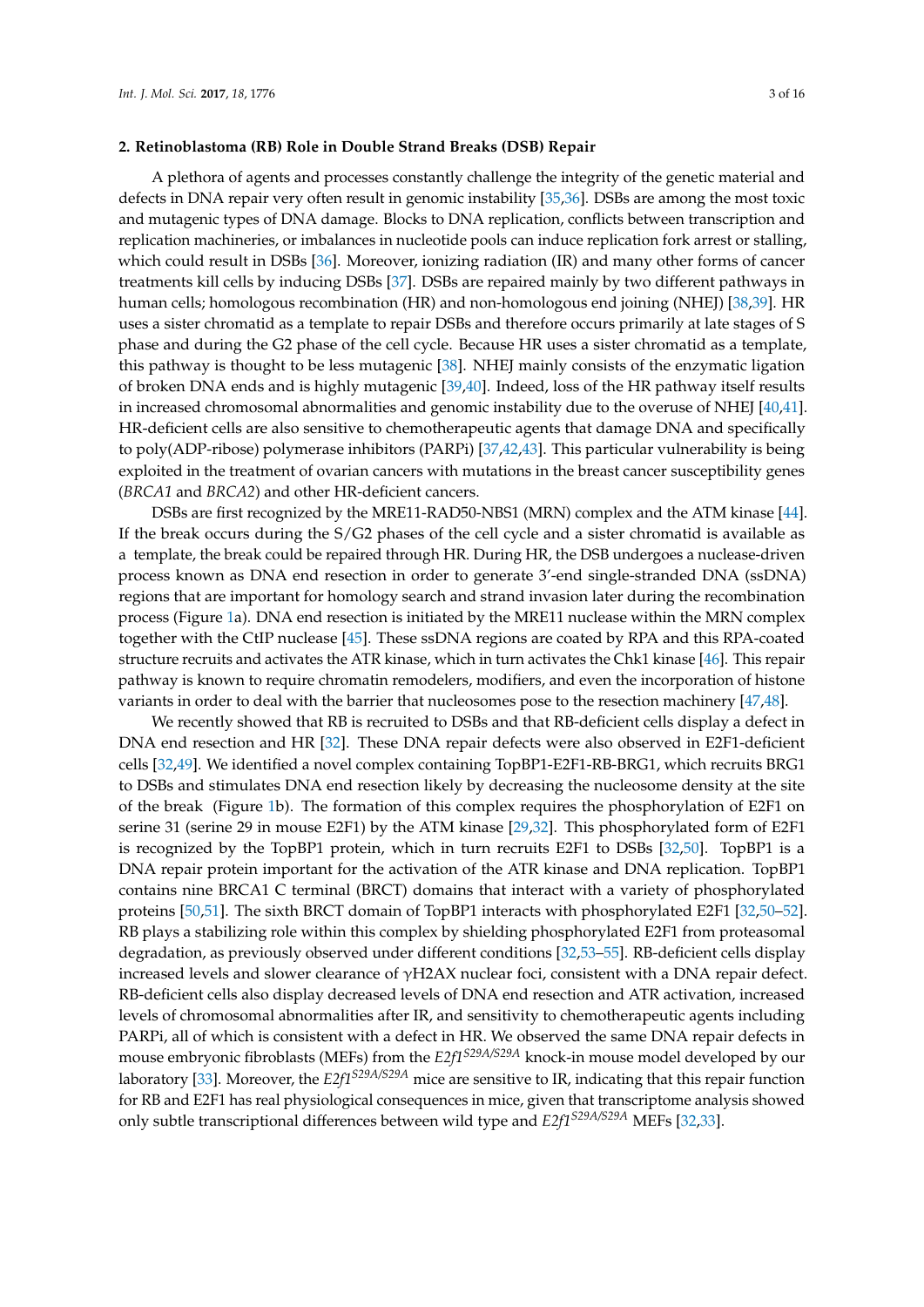## 2. Retinoblastoma (RB) Role in Double Strand Breaks (DSB) Repair

A plethora of agents and processes constantly challenge the integrity of the genetic material and defects in DNA repair very often result in genomic instability [35,36]. DSBs are among the most toxic and mutagenic types of DNA damage. Blocks to DNA replication, conflicts between transcription and replication machineries, or imbalances in nucleotide pools can induce replication fork arrest or stalling, which could result in DSBs [36]. Moreover, ionizing radiation (IR) and many other forms of cancer treatments kill cells by inducing DSBs [37]. DSBs are repaired mainly by two different pathways in human cells; homologous recombination (HR) and non-homologous end joining (NHEJ) [38,39]. HR uses a sister chromatid as a template to repair DSBs and therefore occurs primarily at late stages of S phase and during the G2 phase of the cell cycle. Because HR uses a sister chromatid as a template, this pathway is thought to be less mutagenic [38]. NHEJ mainly consists of the enzymatic ligation of broken DNA ends and is highly mutagenic [39,40]. Indeed, loss of the HR pathway itself results in increased chromosomal abnormalities and genomic instability due to the overuse of NHEJ [40,41]. HR-deficient cells are also sensitive to chemotherapeutic agents that damage DNA and specifically to poly(ADP-ribose) polymerase inhibitors (PARPi) [37,42,43]. This particular vulnerability is being exploited in the treatment of ovarian cancers with mutations in the breast cancer susceptibility genes (*BRCA1* and *BRCA2*) and other HR-deficient cancers.

DSBs are first recognized by the MRE11-RAD50-NBS1 (MRN) complex and the ATM kinase [44]. If the break occurs during the S/G2 phases of the cell cycle and a sister chromatid is available as a template, the break could be repaired through HR. During HR, the DSB undergoes a nuclease-driven process known as DNA end resection in order to generate 3′-end single-stranded DNA (ssDNA) regions that are important for homology search and strand invasion later during the recombination process (Figure 1a). DNA end resection is initiated by the MRE11 nuclease within the MRN complex together with the CtIP nuclease [45]. These ssDNA regions are coated by RPA and this RPA-coated structure recruits and activates the ATR kinase, which in turn activates the Chk1 kinase [46]. This repair pathway is known to require chromatin remodelers, modifiers, and even the incorporation of histone variants in order to deal with the barrier that nucleosomes pose to the resection machinery [47,48].

We recently showed that RB is recruited to DSBs and that RB-deficient cells display a defect in DNA end resection and HR [32]. These DNA repair defects were also observed in E2F1-deficient cells [32,49]. We identified a novel complex containing TopBP1-E2F1-RB-BRG1, which recruits BRG1 to DSBs and stimulates DNA end resection likely by decreasing the nucleosome density at the site of the break (Figure 1b). The formation of this complex requires the phosphorylation of E2F1 on serine 31 (serine 29 in mouse E2F1) by the ATM kinase [29,32]. This phosphorylated form of E2F1 is recognized by the TopBP1 protein, which in turn recruits E2F1 to DSBs [32,50]. TopBP1 is a DNA repair protein important for the activation of the ATR kinase and DNA replication. TopBP1 contains nine BRCA1 C terminal (BRCT) domains that interact with a variety of phosphorylated proteins [50,51]. The sixth BRCT domain of TopBP1 interacts with phosphorylated E2F1 [32,50–52]. RB plays a stabilizing role within this complex by shielding phosphorylated E2F1 from proteasomal degradation, as previously observed under different conditions [32,53–55]. RB-deficient cells display increased levels and slower clearance of γH2AX nuclear foci, consistent with a DNA repair defect. RB-deficient cells also display decreased levels of DNA end resection and ATR activation, increased levels of chromosomal abnormalities after IR, and sensitivity to chemotherapeutic agents including PARPi, all of which is consistent with a defect in HR. We observed the same DNA repair defects in mouse embryonic fibroblasts (MEFs) from the *E2f1*$^{S29A/S29A}$ knock-in mouse model developed by our laboratory [33]. Moreover, the *E2f1*$^{S29A/S29A}$ mice are sensitive to IR, indicating that this repair function for RB and E2F1 has real physiological consequences in mice, given that transcriptome analysis showed only subtle transcriptional differences between wild type and *E2f1*$^{S29A/S29A}$ MEFs [32,33].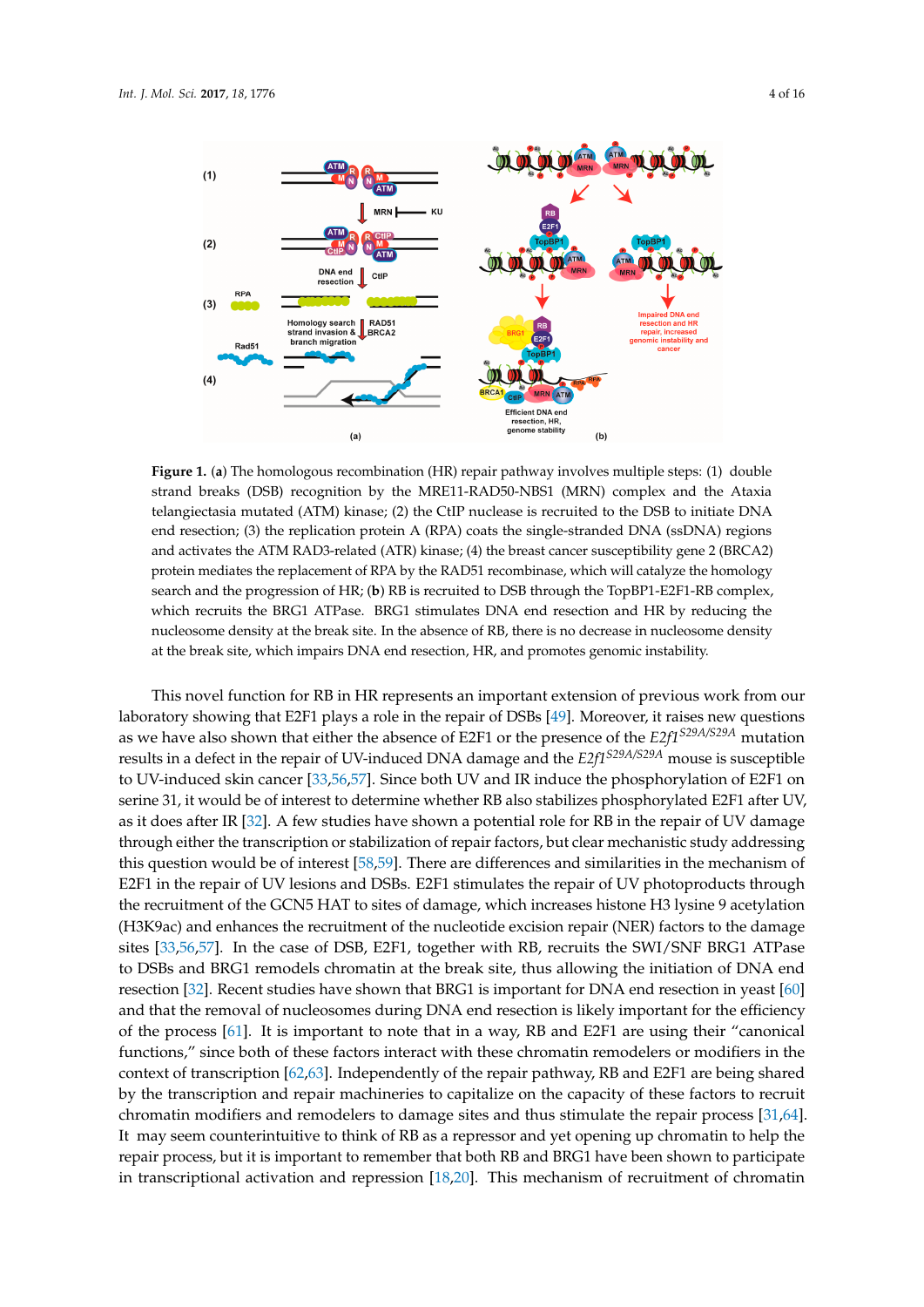**Figure 1.** (**a**) The homologous recombination (HR) repair pathway involves multiple steps: (1) double strand breaks (DSB) recognition by the MRE11-RAD50-NBS1 (MRN) complex and the Ataxia telangiectasia mutated (ATM) kinase; (2) the CtIP nuclease is recruited to the DSB to initiate DNA end resection; (3) the replication protein A (RPA) coats the single-stranded DNA (ssDNA) regions and activates the ATM RAD3-related (ATR) kinase; (4) the breast cancer susceptibility gene 2 (BRCA2) protein mediates the replacement of RPA by the RAD51 recombinase, which will catalyze the homology search and the progression of HR; (**b**) RB is recruited to DSB through the TopBP1-E2F1-RB complex, which recruits the BRG1 ATPase. BRG1 stimulates DNA end resection and HR by reducing the nucleosome density at the break site. In the absence of RB, there is no decrease in nucleosome density at the break site, which impairs DNA end resection, HR, and promotes genomic instability.

This novel function for RB in HR represents an important extension of previous work from our laboratory showing that E2F1 plays a role in the repair of DSBs [49]. Moreover, it raises new questions as we have also shown that either the absence of E2F1 or the presence of the *E2f1*$^{S29A/S29A}$ mutation results in a defect in the repair of UV-induced DNA damage and the *E2f1*$^{S29A/S29A}$ mouse is susceptible to UV-induced skin cancer [33,56,57]. Since both UV and IR induce the phosphorylation of E2F1 on serine 31, it would be of interest to determine whether RB also stabilizes phosphorylated E2F1 after UV, as it does after IR [32]. A few studies have shown a potential role for RB in the repair of UV damage through either the transcription or stabilization of repair factors, but clear mechanistic study addressing this question would be of interest [58,59]. There are differences and similarities in the mechanism of E2F1 in the repair of UV lesions and DSBs. E2F1 stimulates the repair of UV photoproducts through the recruitment of the GCN5 HAT to sites of damage, which increases histone H3 lysine 9 acetylation (H3K9ac) and enhances the recruitment of the nucleotide excision repair (NER) factors to the damage sites [33,56,57]. In the case of DSB, E2F1, together with RB, recruits the SWI/SNF BRG1 ATPase to DSBs and BRG1 remodels chromatin at the break site, thus allowing the initiation of DNA end resection [32]. Recent studies have shown that BRG1 is important for DNA end resection in yeast [60] and that the removal of nucleosomes during DNA end resection is likely important for the efficiency of the process [61]. It is important to note that in a way, RB and E2F1 are using their "canonical functions," since both of these factors interact with these chromatin remodelers or modifiers in the context of transcription [62,63]. Independently of the repair pathway, RB and E2F1 are being shared by the transcription and repair machineries to capitalize on the capacity of these factors to recruit chromatin modifiers and remodelers to damage sites and thus stimulate the repair process [31,64]. It may seem counterintuitive to think of RB as a repressor and yet opening up chromatin to help the repair process, but it is important to remember that both RB and BRG1 have been shown to participate in transcriptional activation and repression [18,20]. This mechanism of recruitment of chromatin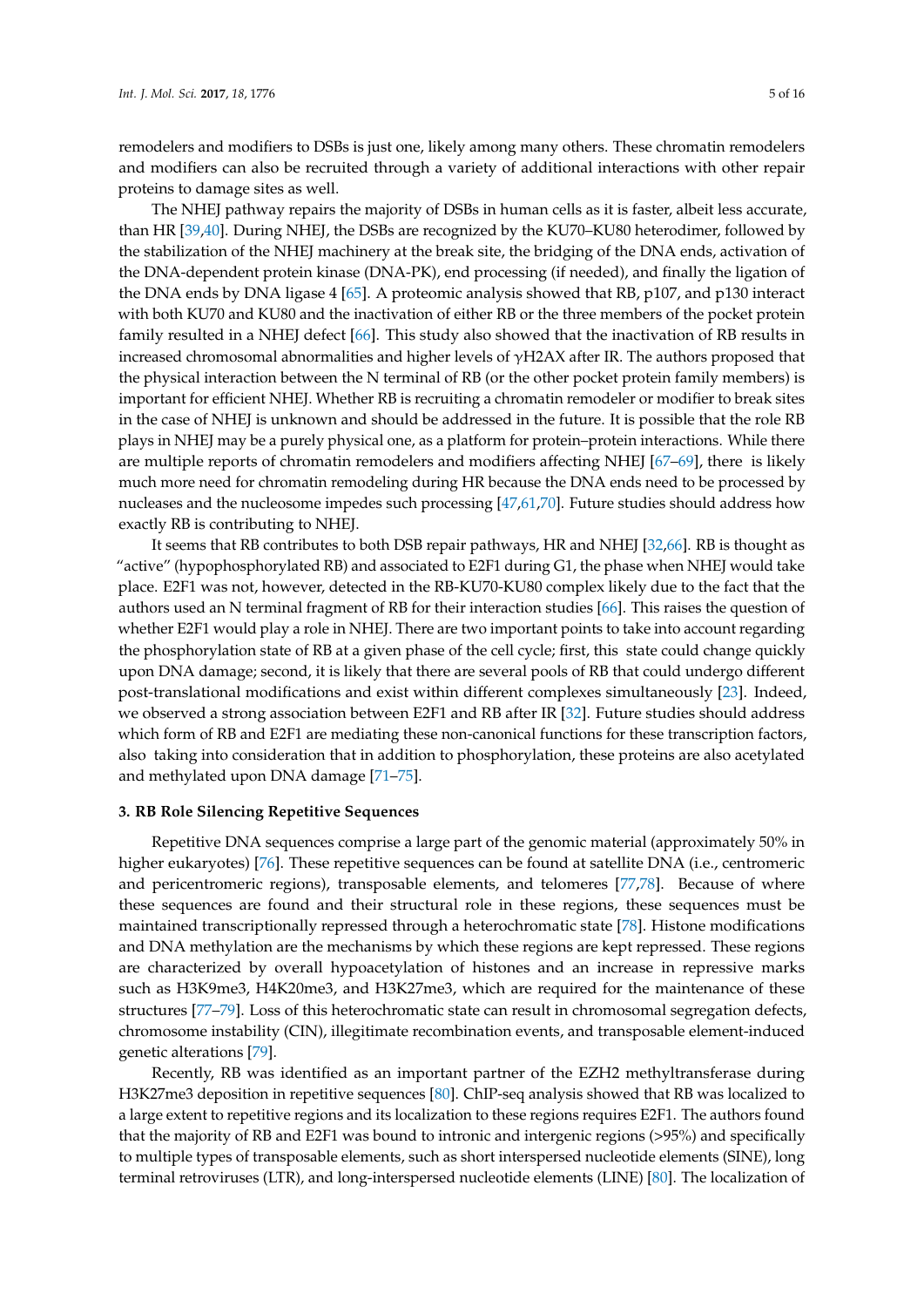remodelers and modifiers to DSBs is just one, likely among many others. These chromatin remodelers and modifiers can also be recruited through a variety of additional interactions with other repair proteins to damage sites as well.

The NHEJ pathway repairs the majority of DSBs in human cells as it is faster, albeit less accurate, than HR [39,40]. During NHEJ, the DSBs are recognized by the KU70–KU80 heterodimer, followed by the stabilization of the NHEJ machinery at the break site, the bridging of the DNA ends, activation of the DNA-dependent protein kinase (DNA-PK), end processing (if needed), and finally the ligation of the DNA ends by DNA ligase 4 [65]. A proteomic analysis showed that RB, p107, and p130 interact with both KU70 and KU80 and the inactivation of either RB or the three members of the pocket protein family resulted in a NHEJ defect [66]. This study also showed that the inactivation of RB results in increased chromosomal abnormalities and higher levels of γH2AX after IR. The authors proposed that the physical interaction between the N terminal of RB (or the other pocket protein family members) is important for efficient NHEJ. Whether RB is recruiting a chromatin remodeler or modifier to break sites in the case of NHEJ is unknown and should be addressed in the future. It is possible that the role RB plays in NHEJ may be a purely physical one, as a platform for protein–protein interactions. While there are multiple reports of chromatin remodelers and modifiers affecting NHEJ [67–69], there is likely much more need for chromatin remodeling during HR because the DNA ends need to be processed by nucleases and the nucleosome impedes such processing [47,61,70]. Future studies should address how exactly RB is contributing to NHEJ.

It seems that RB contributes to both DSB repair pathways, HR and NHEJ [32,66]. RB is thought as "active" (hypophosphorylated RB) and associated to E2F1 during G1, the phase when NHEJ would take place. E2F1 was not, however, detected in the RB-KU70-KU80 complex likely due to the fact that the authors used an N terminal fragment of RB for their interaction studies [66]. This raises the question of whether E2F1 would play a role in NHEJ. There are two important points to take into account regarding the phosphorylation state of RB at a given phase of the cell cycle; first, this state could change quickly upon DNA damage; second, it is likely that there are several pools of RB that could undergo different post-translational modifications and exist within different complexes simultaneously [23]. Indeed, we observed a strong association between E2F1 and RB after IR [32]. Future studies should address which form of RB and E2F1 are mediating these non-canonical functions for these transcription factors, also taking into consideration that in addition to phosphorylation, these proteins are also acetylated and methylated upon DNA damage [71–75].

## 3. RB Role Silencing Repetitive Sequences

Repetitive DNA sequences comprise a large part of the genomic material (approximately 50% in higher eukaryotes) [76]. These repetitive sequences can be found at satellite DNA (i.e., centromeric and pericentromeric regions), transposable elements, and telomeres [77,78]. Because of where these sequences are found and their structural role in these regions, these sequences must be maintained transcriptionally repressed through a heterochromatic state [78]. Histone modifications and DNA methylation are the mechanisms by which these regions are kept repressed. These regions are characterized by overall hypoacetylation of histones and an increase in repressive marks such as H3K9me3, H4K20me3, and H3K27me3, which are required for the maintenance of these structures [77–79]. Loss of this heterochromatic state can result in chromosomal segregation defects, chromosome instability (CIN), illegitimate recombination events, and transposable element-induced genetic alterations [79].

Recently, RB was identified as an important partner of the EZH2 methyltransferase during H3K27me3 deposition in repetitive sequences [80]. ChIP-seq analysis showed that RB was localized to a large extent to repetitive regions and its localization to these regions requires E2F1. The authors found that the majority of RB and E2F1 was bound to intronic and intergenic regions (>95%) and specifically to multiple types of transposable elements, such as short interspersed nucleotide elements (SINE), long terminal retroviruses (LTR), and long-interspersed nucleotide elements (LINE) [80]. The localization of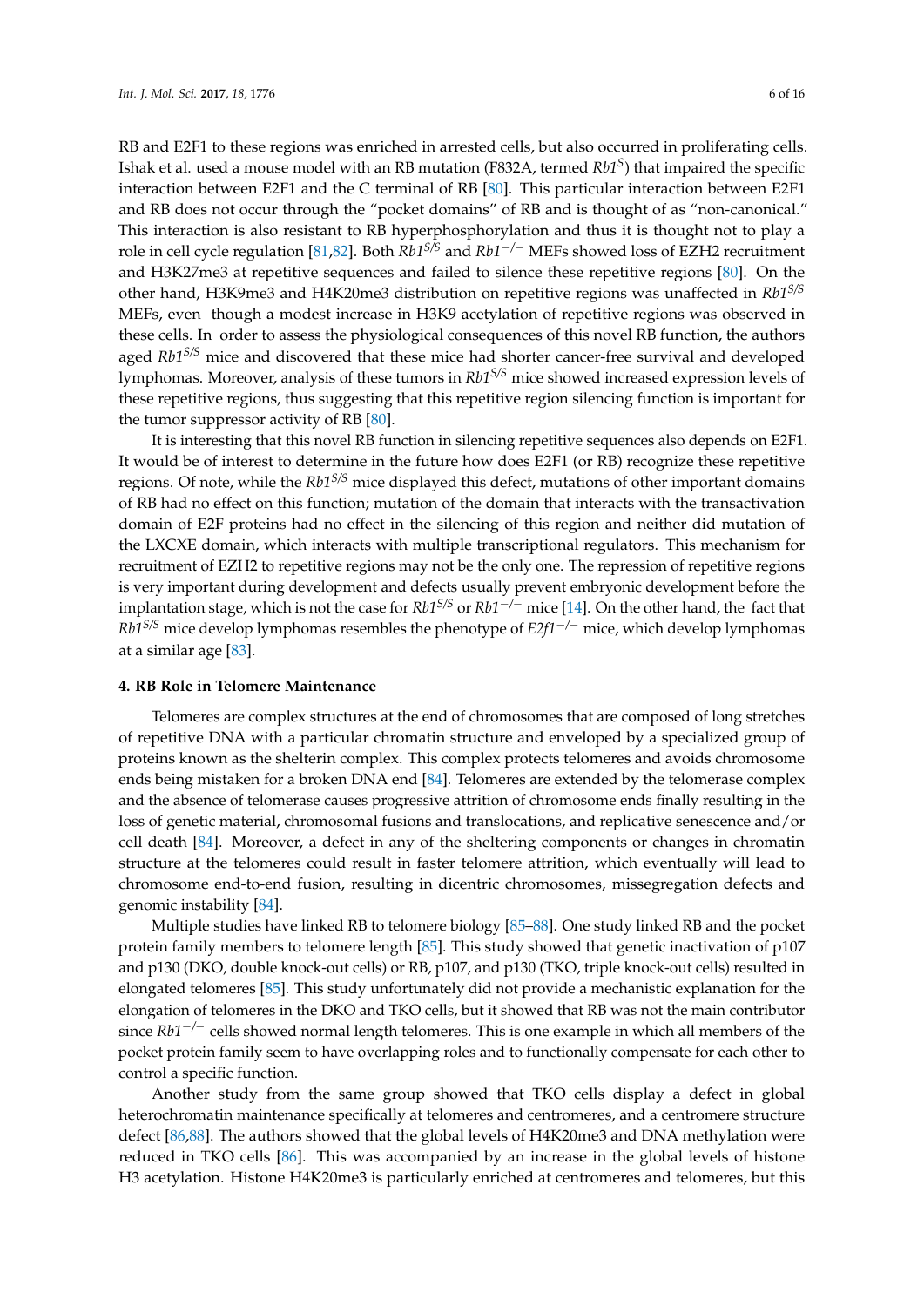RB and E2F1 to these regions was enriched in arrested cells, but also occurred in proliferating cells. Ishak et al. used a mouse model with an RB mutation (F832A, termed *Rb1*$^{S}$) that impaired the specific interaction between E2F1 and the C terminal of RB [80]. This particular interaction between E2F1 and RB does not occur through the "pocket domains" of RB and is thought of as "non-canonical." This interaction is also resistant to RB hyperphosphorylation and thus it is thought not to play a role in cell cycle regulation [81,82]. Both *Rb1*$^{S/S}$ and *Rb1*$^{-/-}$ MEFs showed loss of EZH2 recruitment and H3K27me3 at repetitive sequences and failed to silence these repetitive regions [80]. On the other hand, H3K9me3 and H4K20me3 distribution on repetitive regions was unaffected in *Rb1*$^{S/S}$ MEFs, even though a modest increase in H3K9 acetylation of repetitive regions was observed in these cells. In order to assess the physiological consequences of this novel RB function, the authors aged *Rb1*$^{S/S}$ mice and discovered that these mice had shorter cancer-free survival and developed lymphomas. Moreover, analysis of these tumors in *Rb1*$^{S/S}$ mice showed increased expression levels of these repetitive regions, thus suggesting that this repetitive region silencing function is important for the tumor suppressor activity of RB [80].

It is interesting that this novel RB function in silencing repetitive sequences also depends on E2F1. It would be of interest to determine in the future how does E2F1 (or RB) recognize these repetitive regions. Of note, while the *Rb1*$^{S/S}$ mice displayed this defect, mutations of other important domains of RB had no effect on this function; mutation of the domain that interacts with the transactivation domain of E2F proteins had no effect in the silencing of this region and neither did mutation of the LXCXE domain, which interacts with multiple transcriptional regulators. This mechanism for recruitment of EZH2 to repetitive regions may not be the only one. The repression of repetitive regions is very important during development and defects usually prevent embryonic development before the implantation stage, which is not the case for *Rb1*$^{S/S}$ or *Rb1*$^{-/-}$ mice [14]. On the other hand, the fact that *Rb1*$^{S/S}$ mice develop lymphomas resembles the phenotype of *E2f1*$^{-/-}$ mice, which develop lymphomas at a similar age [83].

#### 4. RB Role in Telomere Maintenance

Telomeres are complex structures at the end of chromosomes that are composed of long stretches of repetitive DNA with a particular chromatin structure and enveloped by a specialized group of proteins known as the shelterin complex. This complex protects telomeres and avoids chromosome ends being mistaken for a broken DNA end [84]. Telomeres are extended by the telomerase complex and the absence of telomerase causes progressive attrition of chromosome ends finally resulting in the loss of genetic material, chromosomal fusions and translocations, and replicative senescence and/or cell death [84]. Moreover, a defect in any of the sheltering components or changes in chromatin structure at the telomeres could result in faster telomere attrition, which eventually will lead to chromosome end-to-end fusion, resulting in dicentric chromosomes, missegregation defects and genomic instability [84].

Multiple studies have linked RB to telomere biology [85–88]. One study linked RB and the pocket protein family members to telomere length [85]. This study showed that genetic inactivation of p107 and p130 (DKO, double knock-out cells) or RB, p107, and p130 (TKO, triple knock-out cells) resulted in elongated telomeres [85]. This study unfortunately did not provide a mechanistic explanation for the elongation of telomeres in the DKO and TKO cells, but it showed that RB was not the main contributor since *Rb1*$^{-/-}$ cells showed normal length telomeres. This is one example in which all members of the pocket protein family seem to have overlapping roles and to functionally compensate for each other to control a specific function.

Another study from the same group showed that TKO cells display a defect in global heterochromatin maintenance specifically at telomeres and centromeres, and a centromere structure defect [86,88]. The authors showed that the global levels of H4K20me3 and DNA methylation were reduced in TKO cells [86]. This was accompanied by an increase in the global levels of histone H3 acetylation. Histone H4K20me3 is particularly enriched at centromeres and telomeres, but this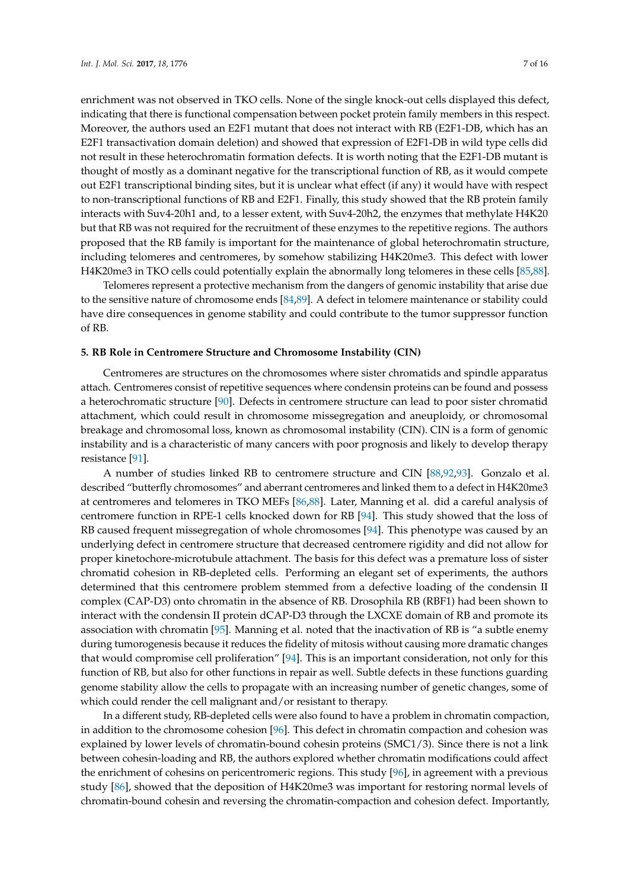enrichment was not observed in TKO cells. None of the single knock-out cells displayed this defect, indicating that there is functional compensation between pocket protein family members in this respect. Moreover, the authors used an E2F1 mutant that does not interact with RB (E2F1-DB, which has an E2F1 transactivation domain deletion) and showed that expression of E2F1-DB in wild type cells did not result in these heterochromatin formation defects. It is worth noting that the E2F1-DB mutant is thought of mostly as a dominant negative for the transcriptional function of RB, as it would compete out E2F1 transcriptional binding sites, but it is unclear what effect (if any) it would have with respect to non-transcriptional functions of RB and E2F1. Finally, this study showed that the RB protein family interacts with Suv4-20h1 and, to a lesser extent, with Suv4-20h2, the enzymes that methylate H4K20 but that RB was not required for the recruitment of these enzymes to the repetitive regions. The authors proposed that the RB family is important for the maintenance of global heterochromatin structure, including telomeres and centromeres, by somehow stabilizing H4K20me3. This defect with lower H4K20me3 in TKO cells could potentially explain the abnormally long telomeres in these cells [85,88].

Telomeres represent a protective mechanism from the dangers of genomic instability that arise due to the sensitive nature of chromosome ends [84,89]. A defect in telomere maintenance or stability could have dire consequences in genome stability and could contribute to the tumor suppressor function of RB.

### 5. RB Role in Centromere Structure and Chromosome Instability (CIN)

Centromeres are structures on the chromosomes where sister chromatids and spindle apparatus attach. Centromeres consist of repetitive sequences where condensin proteins can be found and possess a heterochromatic structure [90]. Defects in centromere structure can lead to poor sister chromatid attachment, which could result in chromosome missegregation and aneuploidy, or chromosomal breakage and chromosomal loss, known as chromosomal instability (CIN). CIN is a form of genomic instability and is a characteristic of many cancers with poor prognosis and likely to develop therapy resistance [91].

A number of studies linked RB to centromere structure and CIN [88,92,93]. Gonzalo et al. described "butterfly chromosomes" and aberrant centromeres and linked them to a defect in H4K20me3 at centromeres and telomeres in TKO MEFs [86,88]. Later, Manning et al. did a careful analysis of centromere function in RPE-1 cells knocked down for RB [94]. This study showed that the loss of RB caused frequent missegregation of whole chromosomes [94]. This phenotype was caused by an underlying defect in centromere structure that decreased centromere rigidity and did not allow for proper kinetochore-microtubule attachment. The basis for this defect was a premature loss of sister chromatid cohesion in RB-depleted cells. Performing an elegant set of experiments, the authors determined that this centromere problem stemmed from a defective loading of the condensin II complex (CAP-D3) onto chromatin in the absence of RB. Drosophila RB (RBF1) had been shown to interact with the condensin II protein dCAP-D3 through the LXCXE domain of RB and promote its association with chromatin [95]. Manning et al. noted that the inactivation of RB is "a subtle enemy during tumorogenesis because it reduces the fidelity of mitosis without causing more dramatic changes that would compromise cell proliferation" [94]. This is an important consideration, not only for this function of RB, but also for other functions in repair as well. Subtle defects in these functions guarding genome stability allow the cells to propagate with an increasing number of genetic changes, some of which could render the cell malignant and/or resistant to therapy.

In a different study, RB-depleted cells were also found to have a problem in chromatin compaction, in addition to the chromosome cohesion [96]. This defect in chromatin compaction and cohesion was explained by lower levels of chromatin-bound cohesin proteins (SMC1/3). Since there is not a link between cohesin-loading and RB, the authors explored whether chromatin modifications could affect the enrichment of cohesins on pericentromeric regions. This study [96], in agreement with a previous study [86], showed that the deposition of H4K20me3 was important for restoring normal levels of chromatin-bound cohesin and reversing the chromatin-compaction and cohesion defect. Importantly,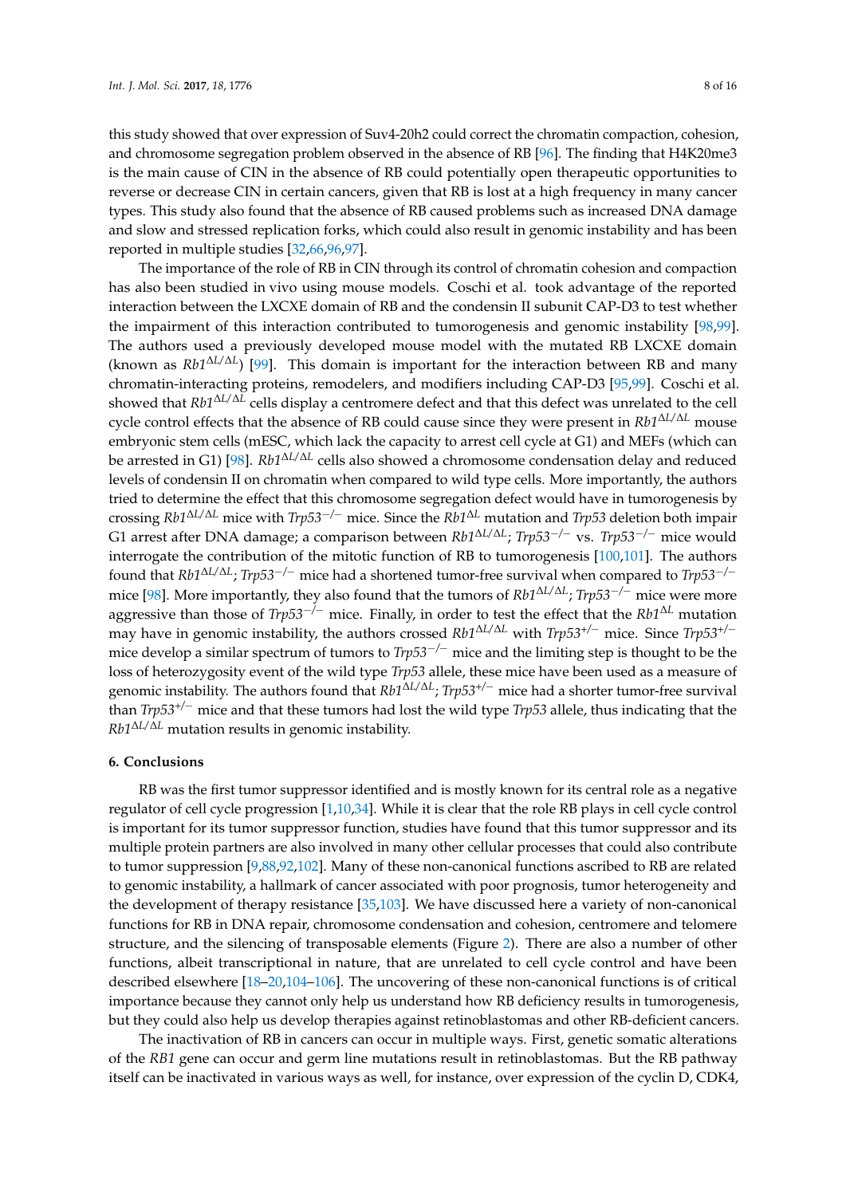this study showed that over expression of Suv4-20h2 could correct the chromatin compaction, cohesion, and chromosome segregation problem observed in the absence of RB [96]. The finding that H4K20me3 is the main cause of CIN in the absence of RB could potentially open therapeutic opportunities to reverse or decrease CIN in certain cancers, given that RB is lost at a high frequency in many cancer types. This study also found that the absence of RB caused problems such as increased DNA damage and slow and stressed replication forks, which could also result in genomic instability and has been reported in multiple studies [32,66,96,97].

The importance of the role of RB in CIN through its control of chromatin cohesion and compaction has also been studied in vivo using mouse models. Coschi et al. took advantage of the reported interaction between the LXCXE domain of RB and the condensin II subunit CAP-D3 to test whether the impairment of this interaction contributed to tumorogenesis and genomic instability [98,99]. The authors used a previously developed mouse model with the mutated RB LXCXE domain (known as *Rb1*$^{\Delta L/\Delta L}$) [99]. This domain is important for the interaction between RB and many chromatin-interacting proteins, remodelers, and modifiers including CAP-D3 [95,99]. Coschi et al. showed that *Rb1*$^{\Delta L/\Delta L}$ cells display a centromere defect and that this defect was unrelated to the cell cycle control effects that the absence of RB could cause since they were present in *Rb1*$^{\Delta L/\Delta L}$ mouse embryonic stem cells (mESC, which lack the capacity to arrest cell cycle at G1) and MEFs (which can be arrested in G1) [98]. *Rb1*$^{\Delta L/\Delta L}$ cells also showed a chromosome condensation delay and reduced levels of condensin II on chromatin when compared to wild type cells. More importantly, the authors tried to determine the effect that this chromosome segregation defect would have in tumorgenesis by crossing *Rb1*$^{\Delta L/\Delta L}$ mice with *Trp53*$^{-/-}$ mice. Since the *Rb1*$^{\Delta L}$ mutation and *Trp53* deletion both impair G1 arrest after DNA damage; a comparison between *Rb1*$^{\Delta L/\Delta L}$; *Trp53*$^{-/-}$ vs. *Trp53*$^{-/-}$ mice would interrogate the contribution of the mitotic function of RB to tumorigenesis [100,101]. The authors found that *Rb1*$^{\Delta L/\Delta L}$; *Trp53*$^{-/-}$ mice had a shortened tumor-free survival when compared to *Trp53*$^{-/-}$ mice [98]. More importantly, they also found that the tumors of *Rb1*$^{\Delta L/\Delta L}$; *Trp53*$^{-/-}$ mice were more aggressive than those of *Trp53*$^{-/-}$ mice. Finally, in order to test the effect that the *Rb1*$^{\Delta L}$ mutation may have in genomic instability, the authors crossed *Rb1*$^{\Delta L/\Delta L}$ with *Trp53*$^{+/-}$ mice. Since *Trp53*$^{+/-}$ mice develop a similar spectrum of tumors to *Trp53*$^{-/-}$ mice and the limiting step is thought to be the loss of heterozygosity event of the wild type *Trp53* allele, these mice have been used as a measure of genomic instability. The authors found that *Rb1*$^{\Delta L/\Delta L}$; *Trp53*$^{+/-}$ mice had a shorter tumor-free survival than *Trp53*$^{+/-}$ mice and that these tumors had lost the wild type *Trp53* allele, thus indicating that the *Rb1*$^{\Delta L/\Delta L}$ mutation results in genomic instability.

## 6. Conclusions

RB was the first tumor suppressor identified and is mostly known for its central role as a negative regulator of cell cycle progression [1,10,34]. While it is clear that the role RB plays in cell cycle control is important for its tumor suppressor function, studies have found that this tumor suppressor and its multiple protein partners are also involved in many other cellular processes that could also contribute to tumor suppression [9,88,92,102]. Many of these non-canonical functions ascribed to RB are related to genomic instability, a hallmark of cancer associated with poor prognosis, tumor heterogeneity and the development of therapy resistance [35,103]. We have discussed here a variety of non-canonical functions for RB in DNA repair, chromosome condensation and cohesion, centromere and telomere structure, and the silencing of transposable elements (Figure 2). There are also a number of other functions, albeit transcriptional in nature, that are unrelated to cell cycle control and have been described elsewhere [18–20,104–106]. The uncovering of these non-canonical functions is of critical importance because they cannot only help us understand how RB deficiency results in tumorogenesis, but they could also help us develop therapies against retinoblastomas and other RB-deficient cancers.

The inactivation of RB in cancers can occur in multiple ways. First, genetic somatic alterations of the *RB1* gene can occur and germ line mutations result in retinoblastomas. But the RB pathway itself can be inactivated in various ways as well, for instance, over expression of the cyclin D, CDK4,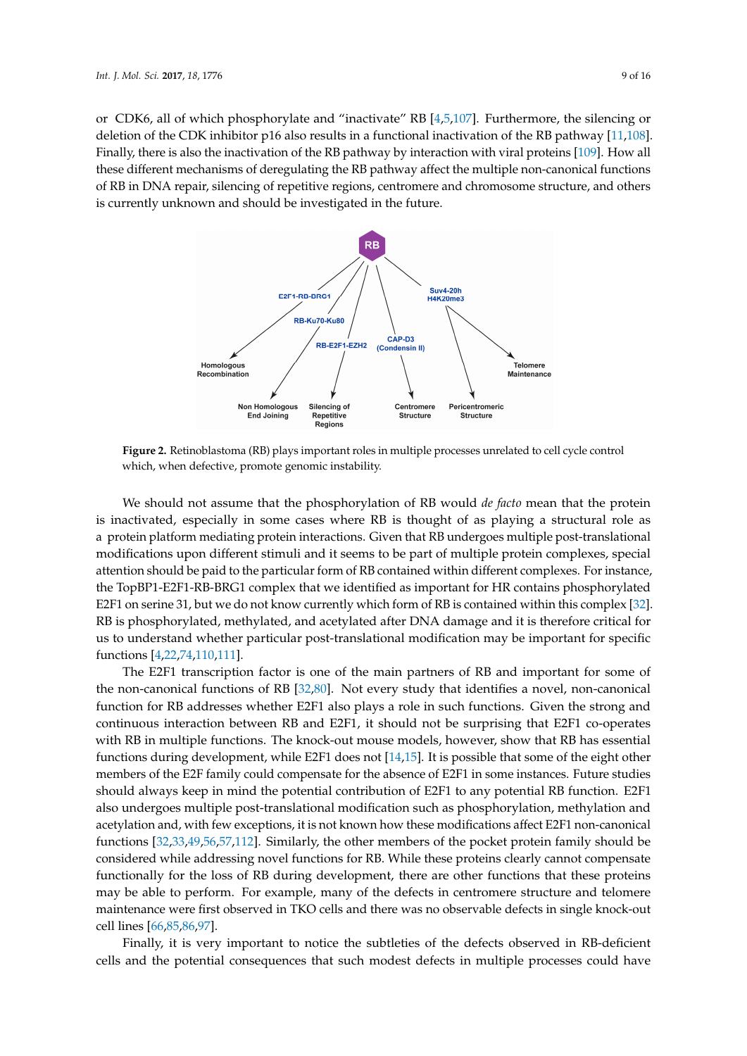or CDK6, all of which phosphorylate and "inactivate" RB [4,5,107]. Furthermore, the silencing or deletion of the CDK inhibitor p16 also results in a functional inactivation of the RB pathway [11,108]. Finally, there is also the inactivation of the RB pathway by interaction with viral proteins [109]. How all these different mechanisms of deregulating the RB pathway affect the multiple non-canonical functions of RB in DNA repair, silencing of repetitive regions, centromere and chromosome structure, and others is currently unknown and should be investigated in the future.

**Figure 2.** Retinoblastoma (RB) plays important roles in multiple processes unrelated to cell cycle control which, when defective, promote genomic instability.

We should not assume that the phosphorylation of RB would *de facto* mean that the protein is inactivated, especially in some cases where RB is thought of as playing a structural role as a protein platform mediating protein interactions. Given that RB undergoes multiple post-translational modifications upon different stimuli and it seems to be part of multiple protein complexes, special attention should be paid to the particular form of RB contained within different complexes. For instance, the TopBP1-E2F1-RB-BRG1 complex that we identified as important for HR contains phosphorylated E2F1 on serine 31, but we do not know currently which form of RB is contained within this complex [32]. RB is phosphorylated, methylated, and acetylated after DNA damage and it is therefore critical for us to understand whether particular post-translational modification may be important for specific functions [4,22,74,110,111].

The E2F1 transcription factor is one of the main partners of RB and important for some of the non-canonical functions of RB [32,80]. Not every study that identifies a novel, non-canonical function for RB addresses whether E2F1 also plays a role in such functions. Given the strong and continuous interaction between RB and E2F1, it should not be surprising that E2F1 co-operates with RB in multiple functions. The knock-out mouse models, however, show that RB has essential functions during development, while E2F1 does not [14,15]. It is possible that some of the eight other members of the E2F family could compensate for the absence of E2F1 in some instances. Future studies should always keep in mind the potential contribution of E2F1 to any potential RB function. E2F1 also undergoes multiple post-translational modification such as phosphorylation, methylation and acetylation and, with few exceptions, it is not known how these modifications affect E2F1 non-canonical functions [32,33,49,56,57,112]. Similarly, the other members of the pocket protein family should be considered while addressing novel functions for RB. While these proteins clearly cannot compensate functionally for the loss of RB during development, there are other functions that these proteins may be able to perform. For example, many of the defects in centromere structure and telomere maintenance were first observed in TKO cells and there was no observable defects in single knock-out cell lines [66,85,86,97].

Finally, it is very important to notice the subtleties of the defects observed in RB-deficient cells and the potential consequences that such modest defects in multiple processes could have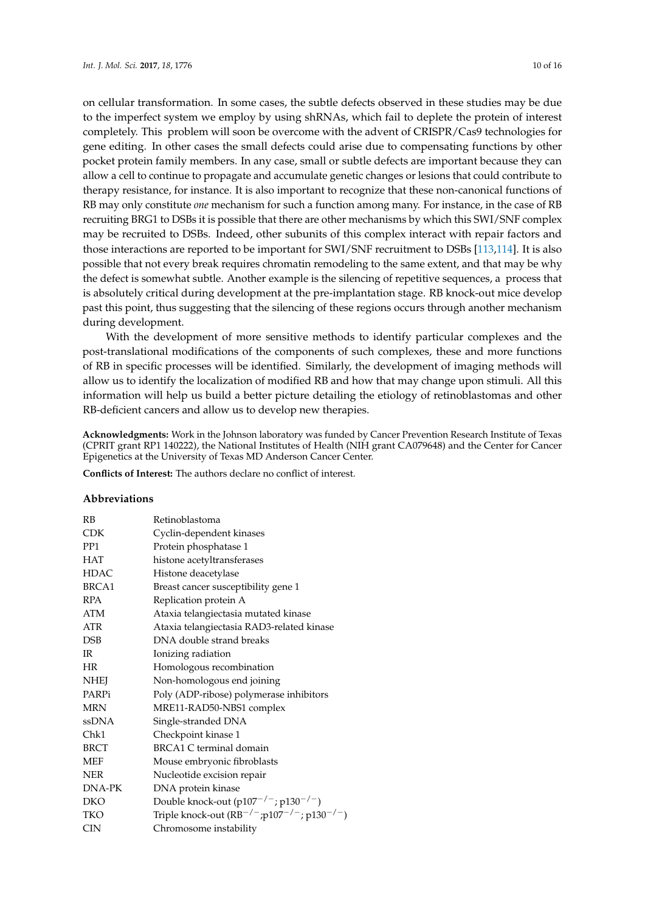on cellular transformation. In some cases, the subtle defects observed in these studies may be due to the imperfect system we employ by using shRNAs, which fail to deplete the protein of interest completely. This problem will soon be overcome with the advent of CRISPR/Cas9 technologies for gene editing. In other cases the small defects could arise due to compensating functions by other pocket protein family members. In any case, small or subtle defects are important because they can allow a cell to continue to propagate and accumulate genetic changes or lesions that could contribute to therapy resistance, for instance. It is also important to recognize that these non-canonical functions of RB may only constitute *one* mechanism for such a function among many. For instance, in the case of RB recruiting BRG1 to DSBs it is possible that there are other mechanisms by which this SWI/SNF complex may be recruited to DSBs. Indeed, other subunits of this complex interact with repair factors and those interactions are reported to be important for SWI/SNF recruitment to DSBs [113,114]. It is also possible that not every break requires chromatin remodeling to the same extent, and that may be why the defect is somewhat subtle. Another example is the silencing of repetitive sequences, a process that is absolutely critical during development at the pre-implantation stage. RB knock-out mice develop past this point, thus suggesting that the silencing of these regions occurs through another mechanism during development.

With the development of more sensitive methods to identify particular complexes and the post-translational modifications of the components of such complexes, these and more functions of RB in specific processes will be identified. Similarly, the development of imaging methods will allow us to identify the localization of modified RB and how that may change upon stimuli. All this information will help us build a better picture detailing the etiology of retinoblastomas and other RB-deficient cancers and allow us to develop new therapies.

**Acknowledgments:** Work in the Johnson laboratory was funded by Cancer Prevention Research Institute of Texas (CPRIT grant RP1 140222), the National Institutes of Health (NIH grant CA079648) and the Center for Cancer Epigenetics at the University of Texas MD Anderson Cancer Center.

**Conflicts of Interest:** The authors declare no conflict of interest.

## Abbreviations

| | |
|---|---|
| RB | Retinoblastoma |
| CDK | Cyclin-dependent kinases |
| PP1 | Protein phosphatase 1 |
| HAT | histone acetyltransferases |
| HDAC | Histone deacetylase |
| BRCA1 | Breast cancer susceptibility gene 1 |
| RPA | Replication protein A |
| ATM | Ataxia telangiectasia mutated kinase |
| ATR | Ataxia telangiectasia RAD3-related kinase |
| DSB | DNA double strand breaks |
| IR | Ionizing radiation |
| HR | Homologous recombination |
| NHEJ | Non-homologous end joining |
| PARPi | Poly (ADP-ribose) polymerase inhibitors |
| MRN | MRE11-RAD50-NBS1 complex |
| ssDNA | Single-stranded DNA |
| Chk1 | Checkpoint kinase 1 |
| BRCT | BRCA1 C terminal domain |
| MEF | Mouse embryonic fibroblasts |
| NER | Nucleotide excision repair |
| DNA-PK | DNA protein kinase |
| DKO | Double knock-out (p107$^{-/-}$; p130$^{-/-}$) |
| TKO | Triple knock-out (RB$^{-/-}$;p107$^{-/-}$; p130$^{-/-}$) |
| CIN | Chromosome instability |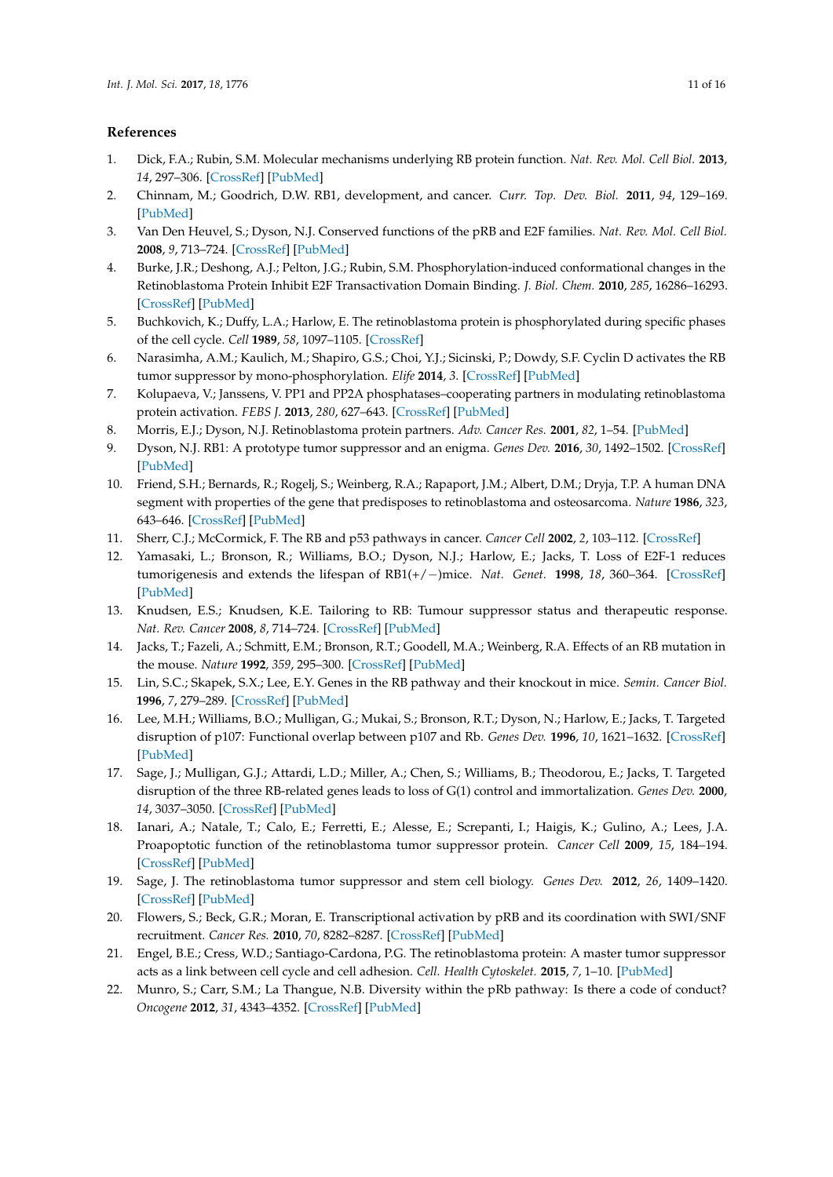## References

1. Dick, F.A.; Rubin, S.M. Molecular mechanisms underlying RB protein function. *Nat. Rev. Mol. Cell Biol.* **2013**, *14*, 297–306. [CrossRef] [PubMed]
2. Chinnam, M.; Goodrich, D.W. RB1, development, and cancer. *Curr. Top. Dev. Biol.* **2011**, *94*, 129–169. [PubMed]
3. Van Den Heuvel, S.; Dyson, N.J. Conserved functions of the pRB and E2F families. *Nat. Rev. Mol. Cell Biol.* **2008**, *9*, 713–724. [CrossRef] [PubMed]
4. Burke, J.R.; Deshong, A.J.; Pelton, J.G.; Rubin, S.M. Phosphorylation-induced conformational changes in the Retinoblastoma Protein Inhibit E2F Transactivation Domain Binding. *J. Biol. Chem.* **2010**, *285*, 16286–16293. [CrossRef] [PubMed]
5. Buchkovich, K.; Duffy, L.A.; Harlow, E. The retinoblastoma protein is phosphorylated during specific phases of the cell cycle. *Cell* **1989**, *58*, 1097–1105. [CrossRef]
6. Narasimha, A.M.; Kaulich, M.; Shapiro, G.S.; Choi, Y.J.; Sicinski, P.; Dowdy, S.F. Cyclin D activates the RB tumor suppressor by mono-phosphorylation. *Elife* **2014**, *3*. [CrossRef] [PubMed]
7. Kolupaeva, V.; Janssens, V. PP1 and PP2A phosphatases–cooperating partners in modulating retinoblastoma protein activation. *FEBS J.* **2013**, *280*, 627–643. [CrossRef] [PubMed]
8. Morris, E.J.; Dyson, N.J. Retinoblastoma protein partners. *Adv. Cancer Res.* **2001**, *82*, 1–54. [PubMed]
9. Dyson, N.J. RB1: A prototype tumor suppressor and an enigma. *Genes Dev.* **2016**, *30*, 1492–1502. [CrossRef] [PubMed]
10. Friend, S.H.; Bernards, R.; Rogelj, S.; Weinberg, R.A.; Rapaport, J.M.; Albert, D.M.; Dryja, T.P. A human DNA segment with properties of the gene that predisposes to retinoblastoma and osteosarcoma. *Nature* **1986**, *323*, 643–646. [CrossRef] [PubMed]
11. Sherr, C.J.; McCormick, F. The RB and p53 pathways in cancer. *Cancer Cell* **2002**, *2*, 103–112. [CrossRef]
12. Yamasaki, L.; Bronson, R.; Williams, B.O.; Dyson, N.J.; Harlow, E.; Jacks, T. Loss of E2F-1 reduces tumorigenesis and extends the lifespan of RB1(+/−)mice. *Nat. Genet.* **1998**, *18*, 360–364. [CrossRef] [PubMed]
13. Knudsen, E.S.; Knudsen, K.E. Tailoring to RB: Tumour suppressor status and therapeutic response. *Nat. Rev. Cancer* **2008**, *8*, 714–724. [CrossRef] [PubMed]
14. Jacks, T.; Fazeli, A.; Schmitt, E.M.; Bronson, R.T.; Goodell, M.A.; Weinberg, R.A. Effects of an RB mutation in the mouse. *Nature* **1992**, *359*, 295–300. [CrossRef] [PubMed]
15. Lin, S.C.; Skapek, S.X.; Lee, E.Y. Genes in the RB pathway and their knockout in mice. *Semin. Cancer Biol.* **1996**, *7*, 279–289. [CrossRef] [PubMed]
16. Lee, M.H.; Williams, B.O.; Mulligan, G.; Mukai, S.; Bronson, R.T.; Dyson, N.; Harlow, E.; Jacks, T. Targeted disruption of p107: Functional overlap between p107 and Rb. *Genes Dev.* **1996**, *10*, 1621–1632. [CrossRef] [PubMed]
17. Sage, J.; Mulligan, G.J.; Attardi, L.D.; Miller, A.; Chen, S.; Williams, B.; Theodorou, E.; Jacks, T. Targeted disruption of the three RB-related genes leads to loss of G(1) control and immortalization. *Genes Dev.* **2000**, *14*, 3037–3050. [CrossRef] [PubMed]
18. Ianari, A.; Natale, T.; Calo, E.; Ferretti, E.; Alesse, E.; Screpanti, I.; Haigis, K.; Gulino, A.; Lees, J.A. Proapoptotic function of the retinoblastoma tumor suppressor protein. *Cancer Cell* **2009**, *15*, 184–194. [CrossRef] [PubMed]
19. Sage, J. The retinoblastoma tumor suppressor and stem cell biology. *Genes Dev.* **2012**, *26*, 1409–1420. [CrossRef] [PubMed]
20. Flowers, S.; Beck, G.R.; Moran, E. Transcriptional activation by pRB and its coordination with SWI/SNF recruitment. *Cancer Res.* **2010**, *70*, 8282–8287. [CrossRef] [PubMed]
21. Engel, B.E.; Cress, W.D.; Santiago-Cardona, P.G. The retinoblastoma protein: A master tumor suppressor acts as a link between cell cycle and cell adhesion. *Cell. Health Cytoskelet.* **2015**, *7*, 1–10. [PubMed]
22. Munro, S.; Carr, S.M.; La Thangue, N.B. Diversity within the pRb pathway: Is there a code of conduct? *Oncogene* **2012**, *31*, 4343–4352. [CrossRef] [PubMed]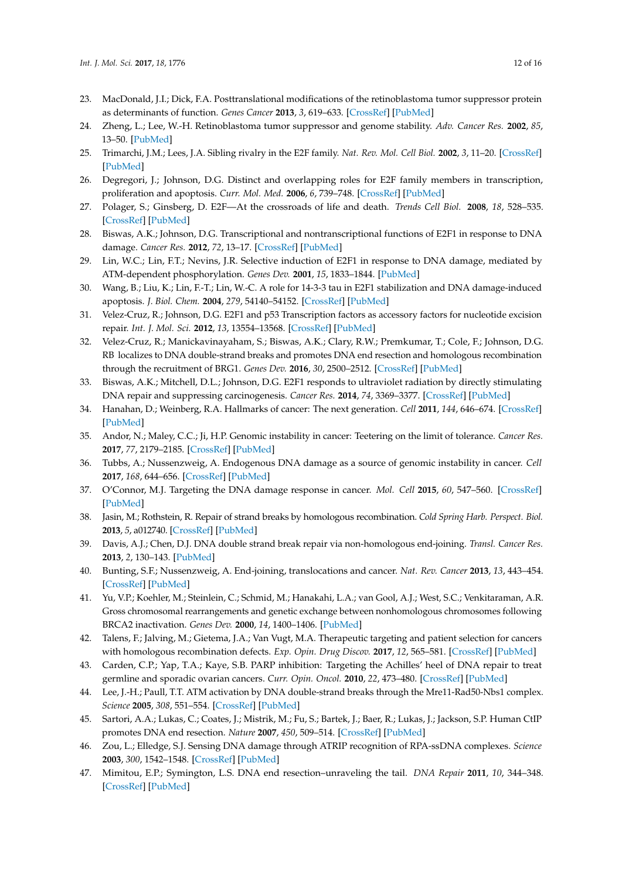23. MacDonald, J.I.; Dick, F.A. Posttranslational modifications of the retinoblastoma tumor suppressor protein as determinants of function. *Genes Cancer* **2013**, *3*, 619–633. [CrossRef] [PubMed]
24. Zheng, L.; Lee, W.-H. Retinoblastoma tumor suppressor and genome stability. *Adv. Cancer Res.* **2002**, *85*, 13–50. [PubMed]
25. Trimarchi, J.M.; Lees, J.A. Sibling rivalry in the E2F family. *Nat. Rev. Mol. Cell Biol.* **2002**, *3*, 11–20. [CrossRef] [PubMed]
26. Degregori, J.; Johnson, D.G. Distinct and overlapping roles for E2F family members in transcription, proliferation and apoptosis. *Curr. Mol. Med.* **2006**, *6*, 739–748. [CrossRef] [PubMed]
27. Polager, S.; Ginsberg, D. E2F—At the crossroads of life and death. *Trends Cell Biol.* **2008**, *18*, 528–535. [CrossRef] [PubMed]
28. Biswas, A.K.; Johnson, D.G. Transcriptional and nontranscriptional functions of E2F1 in response to DNA damage. *Cancer Res.* **2012**, *72*, 13–17. [CrossRef] [PubMed]
29. Lin, W.C.; Lin, F.T.; Nevins, J.R. Selective induction of E2F1 in response to DNA damage, mediated by ATM-dependent phosphorylation. *Genes Dev.* **2001**, *15*, 1833–1844. [PubMed]
30. Wang, B.; Liu, K.; Lin, F.-T.; Lin, W.-C. A role for 14-3-3 tau in E2F1 stabilization and DNA damage-induced apoptosis. *J. Biol. Chem.* **2004**, *279*, 54140–54152. [CrossRef] [PubMed]
31. Velez-Cruz, R.; Johnson, D.G. E2F1 and p53 Transcription factors as accessory factors for nucleotide excision repair. *Int. J. Mol. Sci.* **2012**, *13*, 13554–13568. [CrossRef] [PubMed]
32. Velez-Cruz, R.; Manickavinayaham, S.; Biswas, A.K.; Clary, R.W.; Premkumar, T.; Cole, F.; Johnson, D.G. RB localizes to DNA double-strand breaks and promotes DNA end resection and homologous recombination through the recruitment of BRG1. *Genes Dev.* **2016**, *30*, 2500–2512. [CrossRef] [PubMed]
33. Biswas, A.K.; Mitchell, D.L.; Johnson, D.G. E2F1 responds to ultraviolet radiation by directly stimulating DNA repair and suppressing carcinogenesis. *Cancer Res.* **2014**, *74*, 3369–3377. [CrossRef] [PubMed]
34. Hanahan, D.; Weinberg, R.A. Hallmarks of cancer: The next generation. *Cell* **2011**, *144*, 646–674. [CrossRef] [PubMed]
35. Andor, N.; Maley, C.C.; Ji, H.P. Genomic instability in cancer: Teetering on the limit of tolerance. *Cancer Res.* **2017**, *77*, 2179–2185. [CrossRef] [PubMed]
36. Tubbs, A.; Nussenzweig, A. Endogenous DNA damage as a source of genomic instability in cancer. *Cell* **2017**, *168*, 644–656. [CrossRef] [PubMed]
37. O'Connor, M.J. Targeting the DNA damage response in cancer. *Mol. Cell* **2015**, *60*, 547–560. [CrossRef] [PubMed]
38. Jasin, M.; Rothstein, R. Repair of strand breaks by homologous recombination. *Cold Spring Harb. Perspect. Biol.* **2013**, *5*, a012740. [CrossRef] [PubMed]
39. Davis, A.J.; Chen, D.J. DNA double strand break repair via non-homologous end-joining. *Transl. Cancer Res.* **2013**, *2*, 130–143. [PubMed]
40. Bunting, S.F.; Nussenzweig, A. End-joining, translocations and cancer. *Nat. Rev. Cancer* **2013**, *13*, 443–454. [CrossRef] [PubMed]
41. Yu, V.P.; Koehler, M.; Steinlein, C.; Schmid, M.; Hanakahi, L.A.; van Gool, A.J.; West, S.C.; Venkitaraman, A.R. Gross chromosomal rearrangements and genetic exchange between nonhomologous chromosomes following BRCA2 inactivation. *Genes Dev.* **2000**, *14*, 1400–1406. [PubMed]
42. Talens, F.; Jalving, M.; Gietema, J.A.; Van Vugt, M.A. Therapeutic targeting and patient selection for cancers with homologous recombination defects. *Exp. Opin. Drug Discov.* **2017**, *12*, 565–581. [CrossRef] [PubMed]
43. Carden, C.P.; Yap, T.A.; Kaye, S.B. PARP inhibition: Targeting the Achilles' heel of DNA repair to treat germline and sporadic ovarian cancers. *Curr. Opin. Oncol.* **2010**, *22*, 473–480. [CrossRef] [PubMed]
44. Lee, J.-H.; Paull, T.T. ATM activation by DNA double-strand breaks through the Mre11-Rad50-Nbs1 complex. *Science* **2005**, *308*, 551–554. [CrossRef] [PubMed]
45. Sartori, A.A.; Lukas, C.; Coates, J.; Mistrik, M.; Fu, S.; Bartek, J.; Baer, R.; Lukas, J.; Jackson, S.P. Human CtIP promotes DNA end resection. *Nature* **2007**, *450*, 509–514. [CrossRef] [PubMed]
46. Zou, L.; Elledge, S.J. Sensing DNA damage through ATRIP recognition of RPA-ssDNA complexes. *Science* **2003**, *300*, 1542–1548. [CrossRef] [PubMed]
47. Mimitou, E.P.; Symington, L.S. DNA end resection–unraveling the tail. *DNA Repair* **2011**, *10*, 344–348. [CrossRef] [PubMed]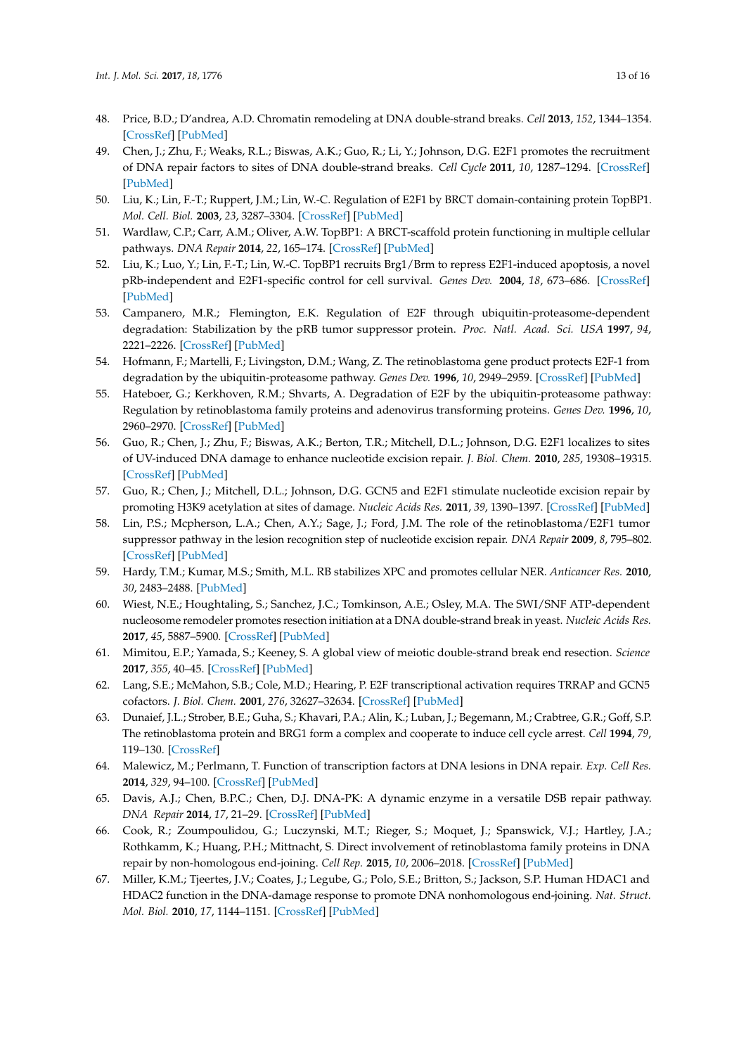48. Price, B.D.; D'andrea, A.D. Chromatin remodeling at DNA double-strand breaks. *Cell* **2013**, *152*, 1344–1354. [CrossRef] [PubMed]
49. Chen, J.; Zhu, F.; Weaks, R.L.; Biswas, A.K.; Guo, R.; Li, Y.; Johnson, D.G. E2F1 promotes the recruitment of DNA repair factors to sites of DNA double-strand breaks. *Cell Cycle* **2011**, *10*, 1287–1294. [CrossRef] [PubMed]
50. Liu, K.; Lin, F.-T.; Ruppert, J.M.; Lin, W.-C. Regulation of E2F1 by BRCT domain-containing protein TopBP1. *Mol. Cell. Biol.* **2003**, *23*, 3287–3304. [CrossRef] [PubMed]
51. Wardlaw, C.P.; Carr, A.M.; Oliver, A.W. TopBP1: A BRCT-scaffold protein functioning in multiple cellular pathways. *DNA Repair* **2014**, *22*, 165–174. [CrossRef] [PubMed]
52. Liu, K.; Luo, Y.; Lin, F.-T.; Lin, W.-C. TopBP1 recruits Brg1/Brm to repress E2F1-induced apoptosis, a novel pRb-independent and E2F1-specific control for cell survival. *Genes Dev.* **2004**, *18*, 673–686. [CrossRef] [PubMed]
53. Campanero, M.R.; Flemington, E.K. Regulation of E2F through ubiquitin-proteasome-dependent degradation: Stabilization by the pRB tumor suppressor protein. *Proc. Natl. Acad. Sci. USA* **1997**, *94*, 2221–2226. [CrossRef] [PubMed]
54. Hofmann, F.; Martelli, F.; Livingston, D.M.; Wang, Z. The retinoblastoma gene product protects E2F-1 from degradation by the ubiquitin-proteasome pathway. *Genes Dev.* **1996**, *10*, 2949–2959. [CrossRef] [PubMed]
55. Hateboer, G.; Kerkhoven, R.M.; Shvarts, A. Degradation of E2F by the ubiquitin-proteasome pathway: Regulation by retinoblastoma family proteins and adenovirus transforming proteins. *Genes Dev.* **1996**, *10*, 2960–2970. [CrossRef] [PubMed]
56. Guo, R.; Chen, J.; Zhu, F.; Biswas, A.K.; Berton, T.R.; Mitchell, D.L.; Johnson, D.G. E2F1 localizes to sites of UV-induced DNA damage to enhance nucleotide excision repair. *J. Biol. Chem.* **2010**, *285*, 19308–19315. [CrossRef] [PubMed]
57. Guo, R.; Chen, J.; Mitchell, D.L.; Johnson, D.G. GCN5 and E2F1 stimulate nucleotide excision repair by promoting H3K9 acetylation at sites of damage. *Nucleic Acids Res.* **2011**, *39*, 1390–1397. [CrossRef] [PubMed]
58. Lin, P.S.; Mcpherson, L.A.; Chen, A.Y.; Sage, J.; Ford, J.M. The role of the retinoblastoma/E2F1 tumor suppressor pathway in the lesion recognition step of nucleotide excision repair. *DNA Repair* **2009**, *8*, 795–802. [CrossRef] [PubMed]
59. Hardy, T.M.; Kumar, M.S.; Smith, M.L. RB stabilizes XPC and promotes cellular NER. *Anticancer Res.* **2010**, *30*, 2483–2488. [PubMed]
60. Wiest, N.E.; Houghtaling, S.; Sanchez, J.C.; Tomkinson, A.E.; Osley, M.A. The SWI/SNF ATP-dependent nucleosome remodeler promotes resection initiation at a DNA double-strand break in yeast. *Nucleic Acids Res.* **2017**, *45*, 5887–5900. [CrossRef] [PubMed]
61. Mimitou, E.P.; Yamada, S.; Keeney, S. A global view of meiotic double-strand break end resection. *Science* **2017**, *355*, 40–45. [CrossRef] [PubMed]
62. Lang, S.E.; McMahon, S.B.; Cole, M.D.; Hearing, P. E2F transcriptional activation requires TRRAP and GCN5 cofactors. *J. Biol. Chem.* **2001**, *276*, 32627–32634. [CrossRef] [PubMed]
63. Dunaief, J.L.; Strober, B.E.; Guha, S.; Khavari, P.A.; Alin, K.; Luban, J.; Begemann, M.; Crabtree, G.R.; Goff, S.P. The retinoblastoma protein and BRG1 form a complex and cooperate to induce cell cycle arrest. *Cell* **1994**, *79*, 119–130. [CrossRef]
64. Malewicz, M.; Perlmann, T. Function of transcription factors at DNA lesions in DNA repair. *Exp. Cell Res.* **2014**, *329*, 94–100. [CrossRef] [PubMed]
65. Davis, A.J.; Chen, B.P.C.; Chen, D.J. DNA-PK: A dynamic enzyme in a versatile DSB repair pathway. *DNA Repair* **2014**, *17*, 21–29. [CrossRef] [PubMed]
66. Cook, R.; Zoumpoulidou, G.; Luczynski, M.T.; Rieger, S.; Moquet, J.; Spanswick, V.J.; Hartley, J.A.; Rothkamm, K.; Huang, P.H.; Mittnacht, S. Direct involvement of retinoblastoma family proteins in DNA repair by non-homologous end-joining. *Cell Rep.* **2015**, *10*, 2006–2018. [CrossRef] [PubMed]
67. Miller, K.M.; Tjeertes, J.V.; Coates, J.; Legube, G.; Polo, S.E.; Britton, S.; Jackson, S.P. Human HDAC1 and HDAC2 function in the DNA-damage response to promote DNA nonhomologous end-joining. *Nat. Struct. Mol. Biol.* **2010**, *17*, 1144–1151. [CrossRef] [PubMed]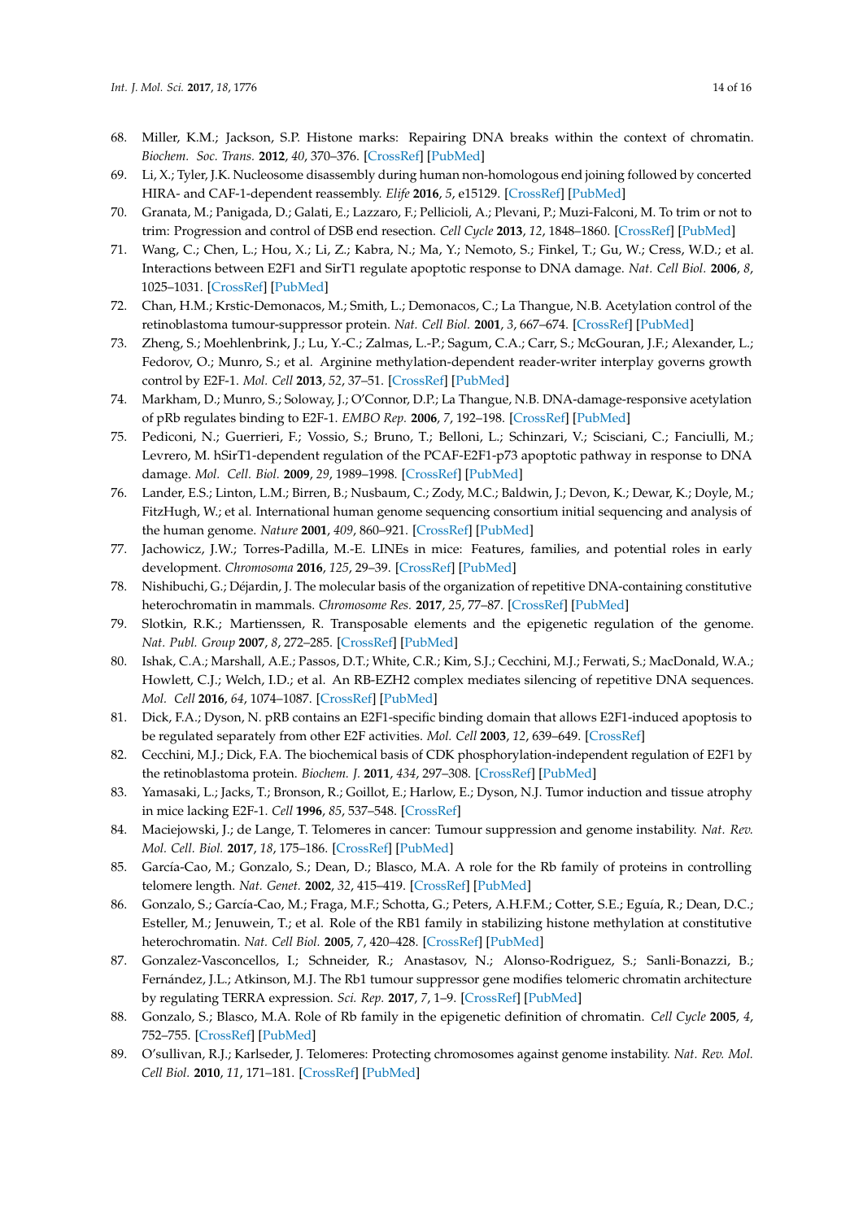68. Miller, K.M.; Jackson, S.P. Histone marks: Repairing DNA breaks within the context of chromatin. *Biochem. Soc. Trans.* **2012**, *40*, 370–376. [CrossRef] [PubMed]
69. Li, X.; Tyler, J.K. Nucleosome disassembly during human non-homologous end joining followed by concerted HIRA- and CAF-1-dependent reassembly. *Elife* **2016**, *5*, e15129. [CrossRef] [PubMed]
70. Granata, M.; Panigada, D.; Galati, E.; Lazzaro, F.; Pellicioli, A.; Plevani, P.; Muzi-Falconi, M. To trim or not to trim: Progression and control of DSB end resection. *Cell Cycle* **2013**, *12*, 1848–1860. [CrossRef] [PubMed]
71. Wang, C.; Chen, L.; Hou, X.; Li, Z.; Kabra, N.; Ma, Y.; Nemoto, S.; Finkel, T.; Gu, W.; Cress, W.D.; et al. Interactions between E2F1 and SirT1 regulate apoptotic response to DNA damage. *Nat. Cell Biol.* **2006**, *8*, 1025–1031. [CrossRef] [PubMed]
72. Chan, H.M.; Krstic-Demonacos, M.; Smith, L.; Demonacos, C.; La Thangue, N.B. Acetylation control of the retinoblastoma tumour-suppressor protein. *Nat. Cell Biol.* **2001**, *3*, 667–674. [CrossRef] [PubMed]
73. Zheng, S.; Moehlenbrink, J.; Lu, Y.-C.; Zalmas, L.-P.; Sagum, C.A.; Carr, S.; McGouran, J.F.; Alexander, L.; Fedorov, O.; Munro, S.; et al. Arginine methylation-dependent reader-writer interplay governs growth control by E2F-1. *Mol. Cell* **2013**, *52*, 37–51. [CrossRef] [PubMed]
74. Markham, D.; Munro, S.; Soloway, J.; O'Connor, D.P.; La Thangue, N.B. DNA-damage-responsive acetylation of pRb regulates binding to E2F-1. *EMBO Rep.* **2006**, *7*, 192–198. [CrossRef] [PubMed]
75. Pediconi, N.; Guerrieri, F.; Vossio, S.; Bruno, T.; Belloni, L.; Schinzari, V.; Scisciani, C.; Fanciulli, M.; Levrero, M. hSirT1-dependent regulation of the PCAF-E2F1-p73 apoptotic pathway in response to DNA damage. *Mol. Cell. Biol.* **2009**, *29*, 1989–1998. [CrossRef] [PubMed]
76. Lander, E.S.; Linton, L.M.; Birren, B.; Nusbaum, C.; Zody, M.C.; Baldwin, J.; Devon, K.; Dewar, K.; Doyle, M.; FitzHugh, W.; et al. International human genome sequencing consortium initial sequencing and analysis of the human genome. *Nature* **2001**, *409*, 860–921. [CrossRef] [PubMed]
77. Jachowicz, J.W.; Torres-Padilla, M.-E. LINEs in mice: Features, families, and potential roles in early development. *Chromosoma* **2016**, *125*, 29–39. [CrossRef] [PubMed]
78. Nishibuchi, G.; Déjardin, J. The molecular basis of the organization of repetitive DNA-containing constitutive heterochromatin in mammals. *Chromosome Res.* **2017**, *25*, 77–87. [CrossRef] [PubMed]
79. Slotkin, R.K.; Martienssen, R. Transposable elements and the epigenetic regulation of the genome. *Nat. Publ. Group* **2007**, *8*, 272–285. [CrossRef] [PubMed]
80. Ishak, C.A.; Marshall, A.E.; Passos, D.T.; White, C.R.; Kim, S.J.; Cecchini, M.J.; Ferwati, S.; MacDonald, W.A.; Howlett, C.J.; Welch, I.D.; et al. An RB-EZH2 complex mediates silencing of repetitive DNA sequences. *Mol. Cell* **2016**, *64*, 1074–1087. [CrossRef] [PubMed]
81. Dick, F.A.; Dyson, N. pRB contains an E2F1-specific binding domain that allows E2F1-induced apoptosis to be regulated separately from other E2F activities. *Mol. Cell* **2003**, *12*, 639–649. [CrossRef]
82. Cecchini, M.J.; Dick, F.A. The biochemical basis of CDK phosphorylation-independent regulation of E2F1 by the retinoblastoma protein. *Biochem. J.* **2011**, *434*, 297–308. [CrossRef] [PubMed]
83. Yamasaki, L.; Jacks, T.; Bronson, R.; Goillot, E.; Harlow, E.; Dyson, N.J. Tumor induction and tissue atrophy in mice lacking E2F-1. *Cell* **1996**, *85*, 537–548. [CrossRef]
84. Maciejowski, J.; de Lange, T. Telomeres in cancer: Tumour suppression and genome instability. *Nat. Rev. Mol. Cell. Biol.* **2017**, *18*, 175–186. [CrossRef] [PubMed]
85. García-Cao, M.; Gonzalo, S.; Dean, D.; Blasco, M.A. A role for the Rb family of proteins in controlling telomere length. *Nat. Genet.* **2002**, *32*, 415–419. [CrossRef] [PubMed]
86. Gonzalo, S.; García-Cao, M.; Fraga, M.F.; Schotta, G.; Peters, A.H.F.M.; Cotter, S.E.; Eguía, R.; Dean, D.C.; Esteller, M.; Jenuwein, T.; et al. Role of the RB1 family in stabilizing histone methylation at constitutive heterochromatin. *Nat. Cell Biol.* **2005**, *7*, 420–428. [CrossRef] [PubMed]
87. Gonzalez-Vasconcellos, I.; Schneider, R.; Anastasov, N.; Alonso-Rodriguez, S.; Sanli-Bonazzi, B.; Fernández, J.L.; Atkinson, M.J. The Rb1 tumour suppressor gene modifies telomeric chromatin architecture by regulating TERRA expression. *Sci. Rep.* **2017**, *7*, 1–9. [CrossRef] [PubMed]
88. Gonzalo, S.; Blasco, M.A. Role of Rb family in the epigenetic definition of chromatin. *Cell Cycle* **2005**, *4*, 752–755. [CrossRef] [PubMed]
89. O'sullivan, R.J.; Karlseder, J. Telomeres: Protecting chromosomes against genome instability. *Nat. Rev. Mol. Cell Biol.* **2010**, *11*, 171–181. [CrossRef] [PubMed]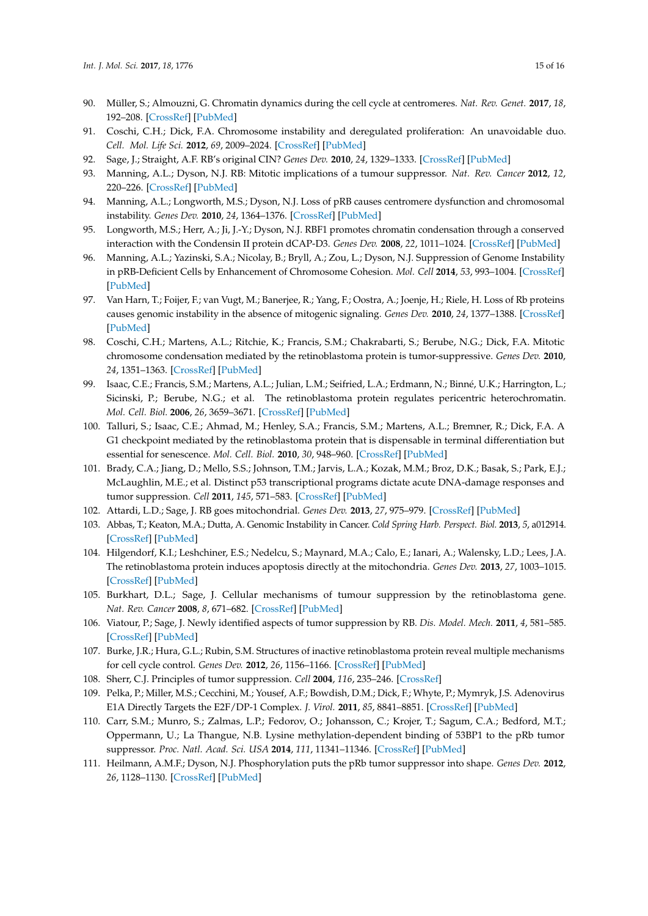90. Müller, S.; Almouzni, G. Chromatin dynamics during the cell cycle at centromeres. *Nat. Rev. Genet.* **2017**, *18*, 192–208. [CrossRef] [PubMed]
91. Coschi, C.H.; Dick, F.A. Chromosome instability and deregulated proliferation: An unavoidable duo. *Cell. Mol. Life Sci.* **2012**, *69*, 2009–2024. [CrossRef] [PubMed]
92. Sage, J.; Straight, A.F. RB's original CIN? *Genes Dev.* **2010**, *24*, 1329–1333. [CrossRef] [PubMed]
93. Manning, A.L.; Dyson, N.J. RB: Mitotic implications of a tumour suppressor. *Nat. Rev. Cancer* **2012**, *12*, 220–226. [CrossRef] [PubMed]
94. Manning, A.L.; Longworth, M.S.; Dyson, N.J. Loss of pRB causes centromere dysfunction and chromosomal instability. *Genes Dev.* **2010**, *24*, 1364–1376. [CrossRef] [PubMed]
95. Longworth, M.S.; Herr, A.; Ji, J.-Y.; Dyson, N.J. RBF1 promotes chromatin condensation through a conserved interaction with the Condensin II protein dCAP-D3. *Genes Dev.* **2008**, *22*, 1011–1024. [CrossRef] [PubMed]
96. Manning, A.L.; Yazinski, S.A.; Nicolay, B.; Bryll, A.; Zou, L.; Dyson, N.J. Suppression of Genome Instability in pRB-Deficient Cells by Enhancement of Chromosome Cohesion. *Mol. Cell* **2014**, *53*, 993–1004. [CrossRef] [PubMed]
97. Van Harn, T.; Foijer, F.; van Vugt, M.; Banerjee, R.; Yang, F.; Oostra, A.; Joenje, H.; Riele, H. Loss of Rb proteins causes genomic instability in the absence of mitogenic signaling. *Genes Dev.* **2010**, *24*, 1377–1388. [CrossRef] [PubMed]
98. Coschi, C.H.; Martens, A.L.; Ritchie, K.; Francis, S.M.; Chakrabarti, S.; Berube, N.G.; Dick, F.A. Mitotic chromosome condensation mediated by the retinoblastoma protein is tumor-suppressive. *Genes Dev.* **2010**, *24*, 1351–1363. [CrossRef] [PubMed]
99. Isaac, C.E.; Francis, S.M.; Martens, A.L.; Julian, L.M.; Seifried, L.A.; Erdmann, N.; Binné, U.K.; Harrington, L.; Sicinski, P.; Berube, N.G.; et al. The retinoblastoma protein regulates pericentric heterochromatin. *Mol. Cell. Biol.* **2006**, *26*, 3659–3671. [CrossRef] [PubMed]
100. Talluri, S.; Isaac, C.E.; Ahmad, M.; Henley, S.A.; Francis, S.M.; Martens, A.L.; Bremner, R.; Dick, F.A. A G1 checkpoint mediated by the retinoblastoma protein that is dispensable in terminal differentiation but essential for senescence. *Mol. Cell. Biol.* **2010**, *30*, 948–960. [CrossRef] [PubMed]
101. Brady, C.A.; Jiang, D.; Mello, S.S.; Johnson, T.M.; Jarvis, L.A.; Kozak, M.M.; Broz, D.K.; Basak, S.; Park, E.J.; McLaughlin, M.E.; et al. Distinct p53 transcriptional programs dictate acute DNA-damage responses and tumor suppression. *Cell* **2011**, *145*, 571–583. [CrossRef] [PubMed]
102. Attardi, L.D.; Sage, J. RB goes mitochondrial. *Genes Dev.* **2013**, *27*, 975–979. [CrossRef] [PubMed]
103. Abbas, T.; Keaton, M.A.; Dutta, A. Genomic Instability in Cancer. *Cold Spring Harb. Perspect. Biol.* **2013**, *5*, a012914. [CrossRef] [PubMed]
104. Hilgendorf, K.I.; Leshchiner, E.S.; Nedelcu, S.; Maynard, M.A.; Calo, E.; Ianari, A.; Walensky, L.D.; Lees, J.A. The retinoblastoma protein induces apoptosis directly at the mitochondria. *Genes Dev.* **2013**, *27*, 1003–1015. [CrossRef] [PubMed]
105. Burkhart, D.L.; Sage, J. Cellular mechanisms of tumour suppression by the retinoblastoma gene. *Nat. Rev. Cancer* **2008**, *8*, 671–682. [CrossRef] [PubMed]
106. Viatour, P.; Sage, J. Newly identified aspects of tumor suppression by RB. *Dis. Model. Mech.* **2011**, *4*, 581–585. [CrossRef] [PubMed]
107. Burke, J.R.; Hura, G.L.; Rubin, S.M. Structures of inactive retinoblastoma protein reveal multiple mechanisms for cell cycle control. *Genes Dev.* **2012**, *26*, 1156–1166. [CrossRef] [PubMed]
108. Sherr, C.J. Principles of tumor suppression. *Cell* **2004**, *116*, 235–246. [CrossRef]
109. Pelka, P.; Miller, M.S.; Cecchini, M.; Yousef, A.F.; Bowdish, D.M.; Dick, F.; Whyte, P.; Mymryk, J.S. Adenovirus E1A Directly Targets the E2F/DP-1 Complex. *J. Virol.* **2011**, *85*, 8841–8851. [CrossRef] [PubMed]
110. Carr, S.M.; Munro, S.; Zalmas, L.P.; Fedorov, O.; Johansson, C.; Krojer, T.; Sagum, C.A.; Bedford, M.T.; Oppermann, U.; La Thangue, N.B. Lysine methylation-dependent binding of 53BP1 to the pRb tumor suppressor. *Proc. Natl. Acad. Sci. USA* **2014**, *111*, 11341–11346. [CrossRef] [PubMed]
111. Heilmann, A.M.F.; Dyson, N.J. Phosphorylation puts the pRb tumor suppressor into shape. *Genes Dev.* **2012**, *26*, 1128–1130. [CrossRef] [PubMed]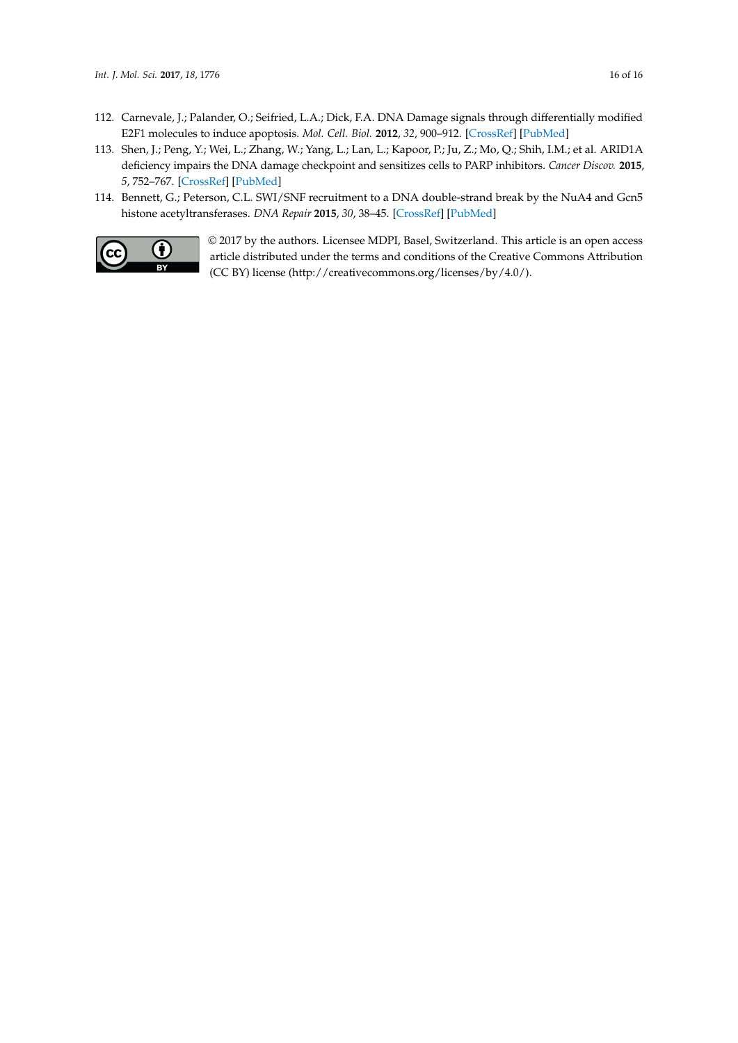112. Carnevale, J.; Palander, O.; Seifried, L.A.; Dick, F.A. DNA Damage signals through differentially modified E2F1 molecules to induce apoptosis. *Mol. Cell. Biol.* **2012**, *32*, 900–912. [CrossRef] [PubMed]
113. Shen, J.; Peng, Y.; Wei, L.; Zhang, W.; Yang, L.; Lan, L.; Kapoor, P.; Ju, Z.; Mo, Q.; Shih, I.M.; et al. ARID1A deficiency impairs the DNA damage checkpoint and sensitizes cells to PARP inhibitors. *Cancer Discov.* **2015**, *5*, 752–767. [CrossRef] [PubMed]
114. Bennett, G.; Peterson, C.L. SWI/SNF recruitment to a DNA double-strand break by the NuA4 and Gcn5 histone acetyltransferases. *DNA Repair* **2015**, *30*, 38–45. [CrossRef] [PubMed]

© 2017 by the authors. Licensee MDPI, Basel, Switzerland. This article is an open access article distributed under the terms and conditions of the Creative Commons Attribution (CC BY) license (http://creativecommons.org/licenses/by/4.0/).